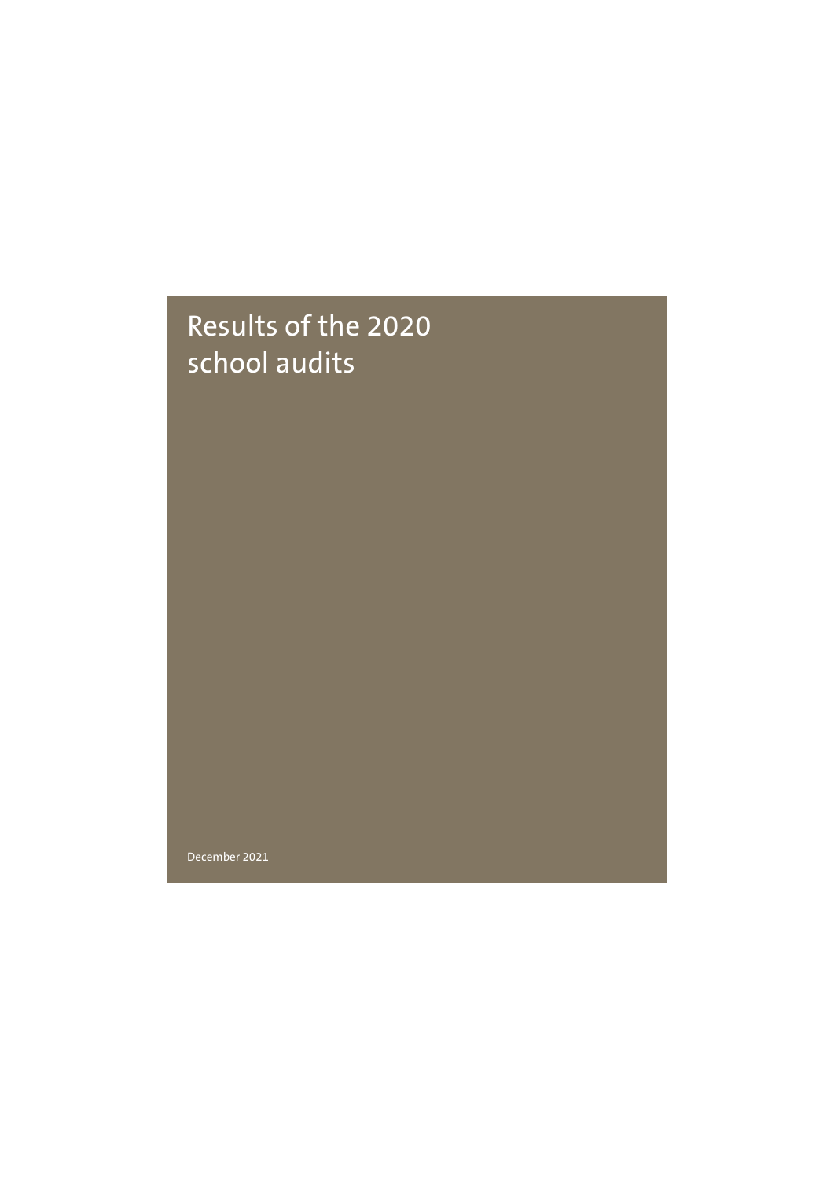# Results of the 2020 school audits

December 2021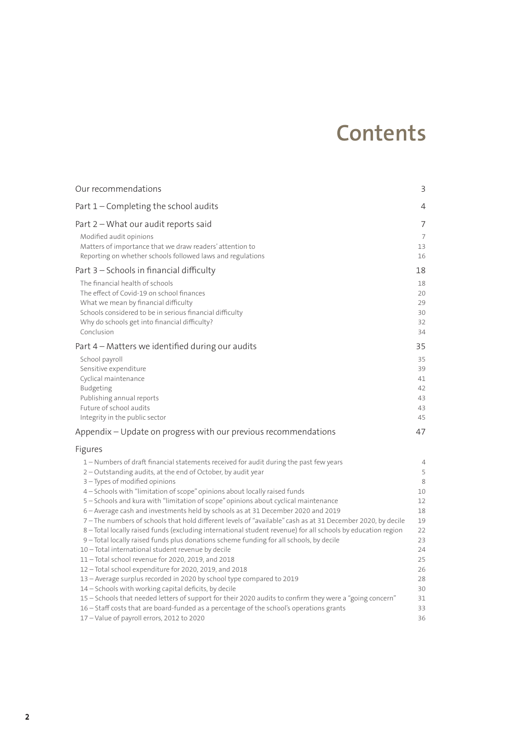# Contents

| | |
|---|---|
| Our recommendations | 3 |
| Part 1 – Completing the school audits | 4 |
| Part 2 – What our audit reports said | 7 |
| Modified audit opinions | 7 |
| Matters of importance that we draw readers' attention to | 13 |
| Reporting on whether schools followed laws and regulations | 16 |
| Part 3 – Schools in financial difficulty | 18 |
| The financial health of schools | 18 |
| The effect of Covid-19 on school finances | 20 |
| What we mean by financial difficulty | 29 |
| Schools considered to be in serious financial difficulty | 30 |
| Why do schools get into financial difficulty? | 32 |
| Conclusion | 34 |
| Part 4 – Matters we identified during our audits | 35 |
| School payroll | 35 |
| Sensitive expenditure | 39 |
| Cyclical maintenance | 41 |
| Budgeting | 42 |
| Publishing annual reports | 43 |
| Future of school audits | 43 |
| Integrity in the public sector | 45 |
| Appendix – Update on progress with our previous recommendations | 47 |

## Figures

| | |
|---|---|
| 1 – Numbers of draft financial statements received for audit during the past few years | 4 |
| 2 – Outstanding audits, at the end of October, by audit year | 5 |
| 3 – Types of modified opinions | 8 |
| 4 – Schools with "limitation of scope" opinions about locally raised funds | 10 |
| 5 – Schools and kura with "limitation of scope" opinions about cyclical maintenance | 12 |
| 6 – Average cash and investments held by schools as at 31 December 2020 and 2019 | 18 |
| 7 – The numbers of schools that hold different levels of "available" cash as at 31 December 2020, by decile | 19 |
| 8 – Total locally raised funds (excluding international student revenue) for all schools by education region | 22 |
| 9 – Total locally raised funds plus donations scheme funding for all schools, by decile | 23 |
| 10 – Total international student revenue by decile | 24 |
| 11 – Total school revenue for 2020, 2019, and 2018 | 25 |
| 12 – Total school expenditure for 2020, 2019, and 2018 | 26 |
| 13 – Average surplus recorded in 2020 by school type compared to 2019 | 28 |
| 14 – Schools with working capital deficits, by decile | 30 |
| 15 – Schools that needed letters of support for their 2020 audits to confirm they were a "going concern" | 31 |
| 16 – Staff costs that are board-funded as a percentage of the school's operations grants | 33 |
| 17 – Value of payroll errors, 2012 to 2020 | 36 |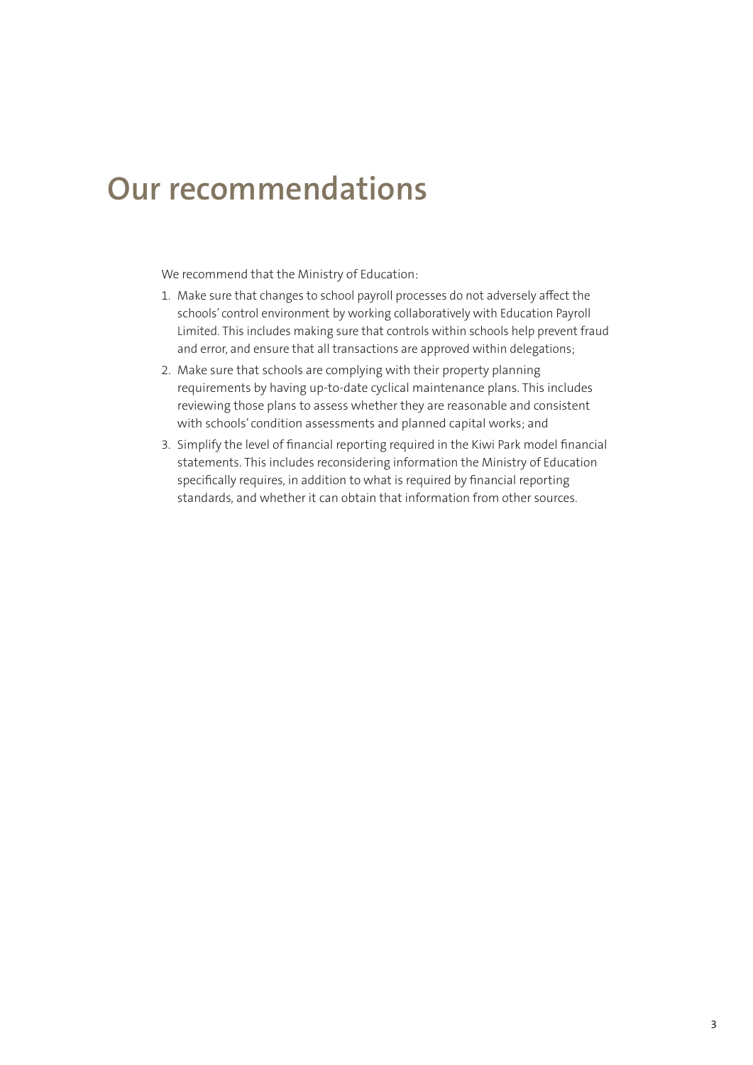# Our recommendations

We recommend that the Ministry of Education:

1. Make sure that changes to school payroll processes do not adversely affect the schools' control environment by working collaboratively with Education Payroll Limited. This includes making sure that controls within schools help prevent fraud and error, and ensure that all transactions are approved within delegations;
2. Make sure that schools are complying with their property planning requirements by having up-to-date cyclical maintenance plans. This includes reviewing those plans to assess whether they are reasonable and consistent with schools' condition assessments and planned capital works; and
3. Simplify the level of financial reporting required in the Kiwi Park model financial statements. This includes reconsidering information the Ministry of Education specifically requires, in addition to what is required by financial reporting standards, and whether it can obtain that information from other sources.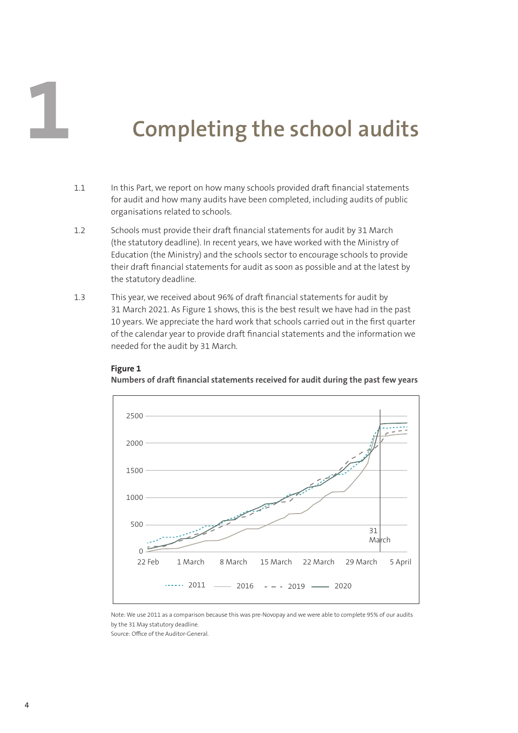# 1 Completing the school audits

1.1 In this Part, we report on how many schools provided draft financial statements for audit and how many audits have been completed, including audits of public organisations related to schools.

1.2 Schools must provide their draft financial statements for audit by 31 March (the statutory deadline). In recent years, we have worked with the Ministry of Education (the Ministry) and the schools sector to encourage schools to provide their draft financial statements for audit as soon as possible and at the latest by the statutory deadline.

1.3 This year, we received about 96% of draft financial statements for audit by 31 March 2021. As Figure 1 shows, this is the best result we have had in the past 10 years. We appreciate the hard work that schools carried out in the first quarter of the calendar year to provide draft financial statements and the information we needed for the audit by 31 March.

**Figure 1**
**Numbers of draft financial statements received for audit during the past few years**

Note: We use 2011 as a comparison because this was pre-Novopay and we were able to complete 95% of our audits by the 31 May statutory deadline.

Source: Office of the Auditor-General.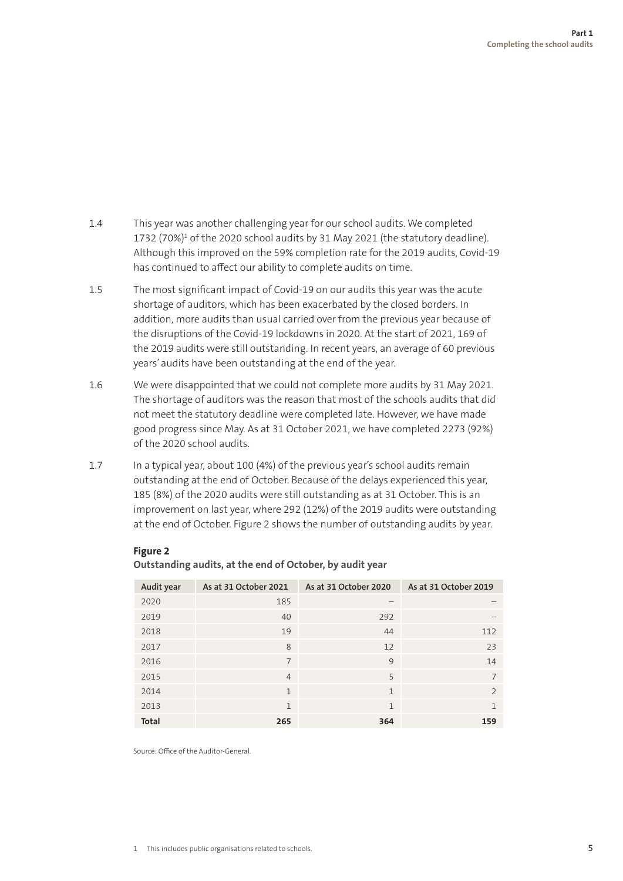1.4 This year was another challenging year for our school audits. We completed 1732 (70%)[1] of the 2020 school audits by 31 May 2021 (the statutory deadline). Although this improved on the 59% completion rate for the 2019 audits, Covid-19 has continued to affect our ability to complete audits on time.

1.5 The most significant impact of Covid-19 on our audits this year was the acute shortage of auditors, which has been exacerbated by the closed borders. In addition, more audits than usual carried over from the previous year because of the disruptions of the Covid-19 lockdowns in 2020. At the start of 2021, 169 of the 2019 audits were still outstanding. In recent years, an average of 60 previous years' audits have been outstanding at the end of the year.

1.6 We were disappointed that we could not complete more audits by 31 May 2021. The shortage of auditors was the reason that most of the schools audits that did not meet the statutory deadline were completed late. However, we have made good progress since May. As at 31 October 2021, we have completed 2273 (92%) of the 2020 school audits.

1.7 In a typical year, about 100 (4%) of the previous year's school audits remain outstanding at the end of October. Because of the delays experienced this year, 185 (8%) of the 2020 audits were still outstanding as at 31 October. This is an improvement on last year, where 292 (12%) of the 2019 audits were outstanding at the end of October. Figure 2 shows the number of outstanding audits by year.

**Figure 2**
**Outstanding audits, at the end of October, by audit year**

| Audit year | As at 31 October 2021 | As at 31 October 2020 | As at 31 October 2019 |
|---|---|---|---|
| 2020 | 185 | – | – |
| 2019 | 40 | 292 | – |
| 2018 | 19 | 44 | 112 |
| 2017 | 8 | 12 | 23 |
| 2016 | 7 | 9 | 14 |
| 2015 | 4 | 5 | 7 |
| 2014 | 1 | 1 | 2 |
| 2013 | 1 | 1 | 1 |
| **Total** | **265** | **364** | **159** |

Source: Office of the Auditor-General.

[1] This includes public organisations related to schools.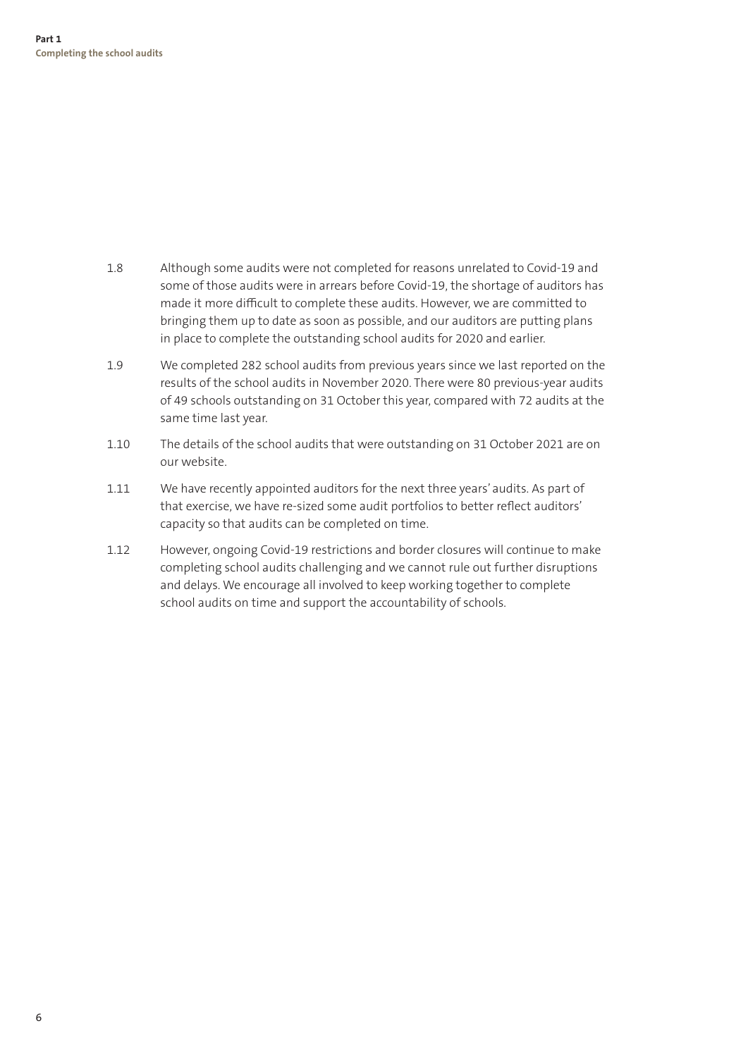1.8 Although some audits were not completed for reasons unrelated to Covid-19 and some of those audits were in arrears before Covid-19, the shortage of auditors has made it more difficult to complete these audits. However, we are committed to bringing them up to date as soon as possible, and our auditors are putting plans in place to complete the outstanding school audits for 2020 and earlier.

1.9 We completed 282 school audits from previous years since we last reported on the results of the school audits in November 2020. There were 80 previous-year audits of 49 schools outstanding on 31 October this year, compared with 72 audits at the same time last year.

1.10 The details of the school audits that were outstanding on 31 October 2021 are on our website.

1.11 We have recently appointed auditors for the next three years' audits. As part of that exercise, we have re-sized some audit portfolios to better reflect auditors' capacity so that audits can be completed on time.

1.12 However, ongoing Covid-19 restrictions and border closures will continue to make completing school audits challenging and we cannot rule out further disruptions and delays. We encourage all involved to keep working together to complete school audits on time and support the accountability of schools.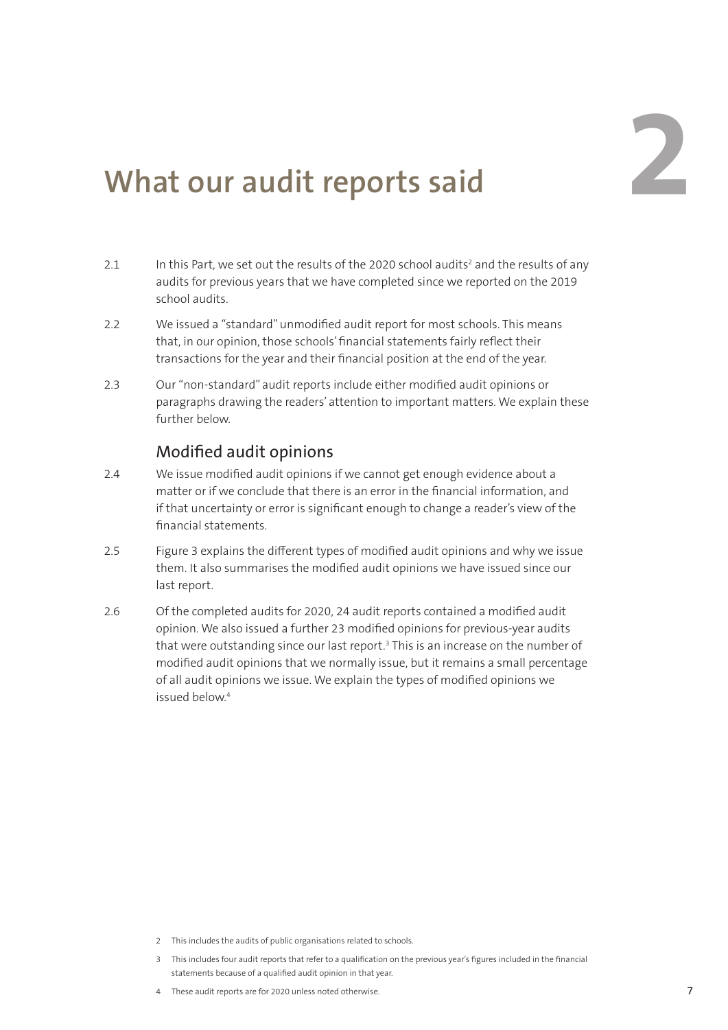# 2 What our audit reports said

2.1 In this Part, we set out the results of the 2020 school audits[2] and the results of any audits for previous years that we have completed since we reported on the 2019 school audits.

2.2 We issued a "standard" unmodified audit report for most schools. This means that, in our opinion, those schools' financial statements fairly reflect their transactions for the year and their financial position at the end of the year.

2.3 Our "non-standard" audit reports include either modified audit opinions or paragraphs drawing the readers' attention to important matters. We explain these further below.

## Modified audit opinions

2.4 We issue modified audit opinions if we cannot get enough evidence about a matter or if we conclude that there is an error in the financial information, and if that uncertainty or error is significant enough to change a reader's view of the financial statements.

2.5 Figure 3 explains the different types of modified audit opinions and why we issue them. It also summarises the modified audit opinions we have issued since our last report.

2.6 Of the completed audits for 2020, 24 audit reports contained a modified audit opinion. We also issued a further 23 modified opinions for previous-year audits that were outstanding since our last report.[3] This is an increase on the number of modified audit opinions that we normally issue, but it remains a small percentage of all audit opinions we issue. We explain the types of modified opinions we issued below.[4]

2 This includes the audits of public organisations related to schools.

3 This includes four audit reports that refer to a qualification on the previous year's figures included in the financial statements because of a qualified audit opinion in that year.

4 These audit reports are for 2020 unless noted otherwise.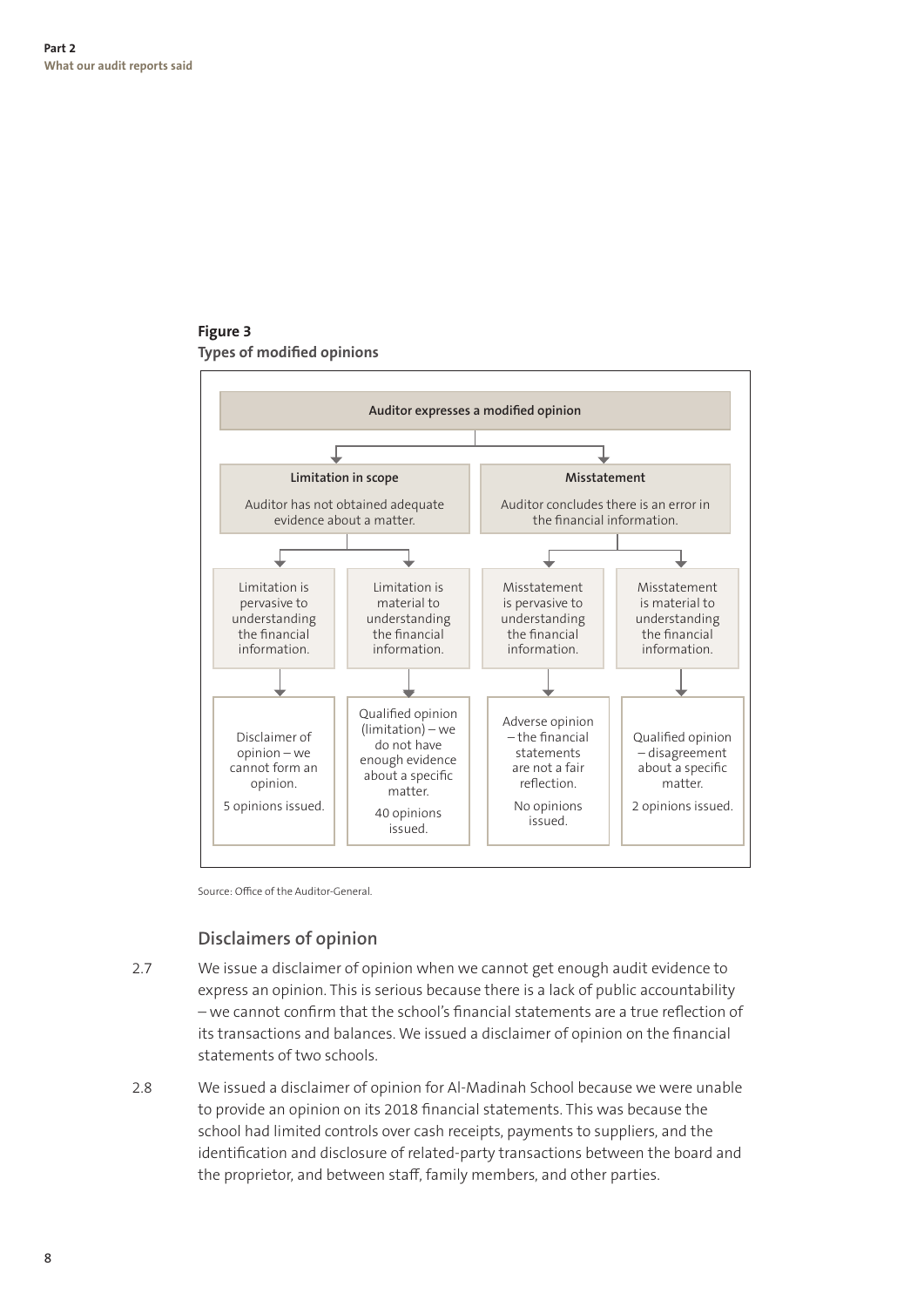**Figure 3**
**Types of modified opinions**

**Auditor expresses a modified opinion**

| Limitation in scope | | Misstatement | |
|---|---|---|---|
| Auditor has not obtained adequate evidence about a matter. | | Auditor concludes there is an error in the financial information. | |
| Limitation is pervasive to understanding the financial information. | Limitation is material to understanding the financial information. | Misstatement is pervasive to understanding the financial information. | Misstatement is material to understanding the financial information. |
| Disclaimer of opinion – we cannot form an opinion. 5 opinions issued. | Qualified opinion (limitation) – we do not have enough evidence about a specific matter. 40 opinions issued. | Adverse opinion – the financial statements are not a fair reflection. No opinions issued. | Qualified opinion – disagreement about a specific matter. 2 opinions issued. |

Source: Office of the Auditor-General.

## Disclaimers of opinion

2.7 We issue a disclaimer of opinion when we cannot get enough audit evidence to express an opinion. This is serious because there is a lack of public accountability – we cannot confirm that the school's financial statements are a true reflection of its transactions and balances. We issued a disclaimer of opinion on the financial statements of two schools.

2.8 We issued a disclaimer of opinion for Al-Madinah School because we were unable to provide an opinion on its 2018 financial statements. This was because the school had limited controls over cash receipts, payments to suppliers, and the identification and disclosure of related-party transactions between the board and the proprietor, and between staff, family members, and other parties.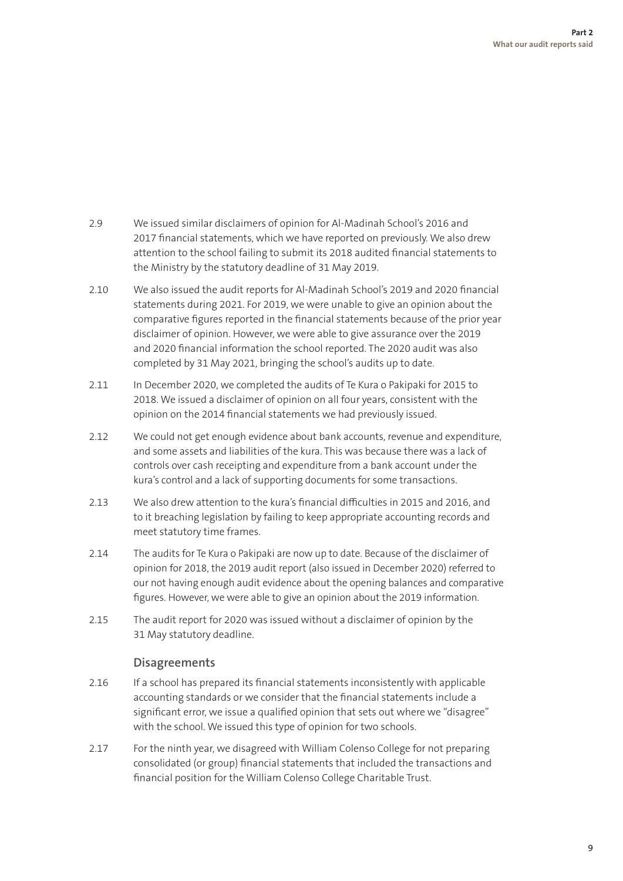2.9 We issued similar disclaimers of opinion for Al-Madinah School's 2016 and 2017 financial statements, which we have reported on previously. We also drew attention to the school failing to submit its 2018 audited financial statements to the Ministry by the statutory deadline of 31 May 2019.

2.10 We also issued the audit reports for Al-Madinah School's 2019 and 2020 financial statements during 2021. For 2019, we were unable to give an opinion about the comparative figures reported in the financial statements because of the prior year disclaimer of opinion. However, we were able to give assurance over the 2019 and 2020 financial information the school reported. The 2020 audit was also completed by 31 May 2021, bringing the school's audits up to date.

2.11 In December 2020, we completed the audits of Te Kura o Pakipaki for 2015 to 2018. We issued a disclaimer of opinion on all four years, consistent with the opinion on the 2014 financial statements we had previously issued.

2.12 We could not get enough evidence about bank accounts, revenue and expenditure, and some assets and liabilities of the kura. This was because there was a lack of controls over cash receipting and expenditure from a bank account under the kura's control and a lack of supporting documents for some transactions.

2.13 We also drew attention to the kura's financial difficulties in 2015 and 2016, and to it breaching legislation by failing to keep appropriate accounting records and meet statutory time frames.

2.14 The audits for Te Kura o Pakipaki are now up to date. Because of the disclaimer of opinion for 2018, the 2019 audit report (also issued in December 2020) referred to our not having enough audit evidence about the opening balances and comparative figures. However, we were able to give an opinion about the 2019 information.

2.15 The audit report for 2020 was issued without a disclaimer of opinion by the 31 May statutory deadline.

### Disagreements

2.16 If a school has prepared its financial statements inconsistently with applicable accounting standards or we consider that the financial statements include a significant error, we issue a qualified opinion that sets out where we "disagree" with the school. We issued this type of opinion for two schools.

2.17 For the ninth year, we disagreed with William Colenso College for not preparing consolidated (or group) financial statements that included the transactions and financial position for the William Colenso College Charitable Trust.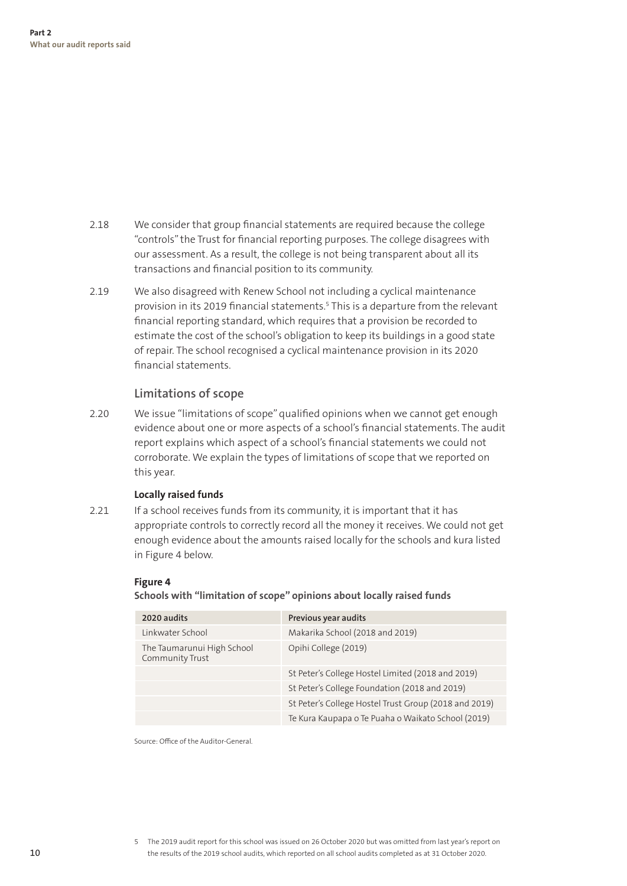2.18 We consider that group financial statements are required because the college "controls" the Trust for financial reporting purposes. The college disagrees with our assessment. As a result, the college is not being transparent about all its transactions and financial position to its community.

2.19 We also disagreed with Renew School not including a cyclical maintenance provision in its 2019 financial statements.[5] This is a departure from the relevant financial reporting standard, which requires that a provision be recorded to estimate the cost of the school's obligation to keep its buildings in a good state of repair. The school recognised a cyclical maintenance provision in its 2020 financial statements.

## Limitations of scope

2.20 We issue "limitations of scope" qualified opinions when we cannot get enough evidence about one or more aspects of a school's financial statements. The audit report explains which aspect of a school's financial statements we could not corroborate. We explain the types of limitations of scope that we reported on this year.

**Locally raised funds**

2.21 If a school receives funds from its community, it is important that it has appropriate controls to correctly record all the money it receives. We could not get enough evidence about the amounts raised locally for the schools and kura listed in Figure 4 below.

**Figure 4**

**Schools with "limitation of scope" opinions about locally raised funds**

| 2020 audits | Previous year audits |
|---|---|
| Linkwater School | Makarika School (2018 and 2019) |
| The Taumarunui High School Community Trust | Opihi College (2019) |
| | St Peter's College Hostel Limited (2018 and 2019) |
| | St Peter's College Foundation (2018 and 2019) |
| | St Peter's College Hostel Trust Group (2018 and 2019) |
| | Te Kura Kaupapa o Te Puaha o Waikato School (2019) |

Source: Office of the Auditor-General.

5 The 2019 audit report for this school was issued on 26 October 2020 but was omitted from last year's report on the results of the 2019 school audits, which reported on all school audits completed as at 31 October 2020.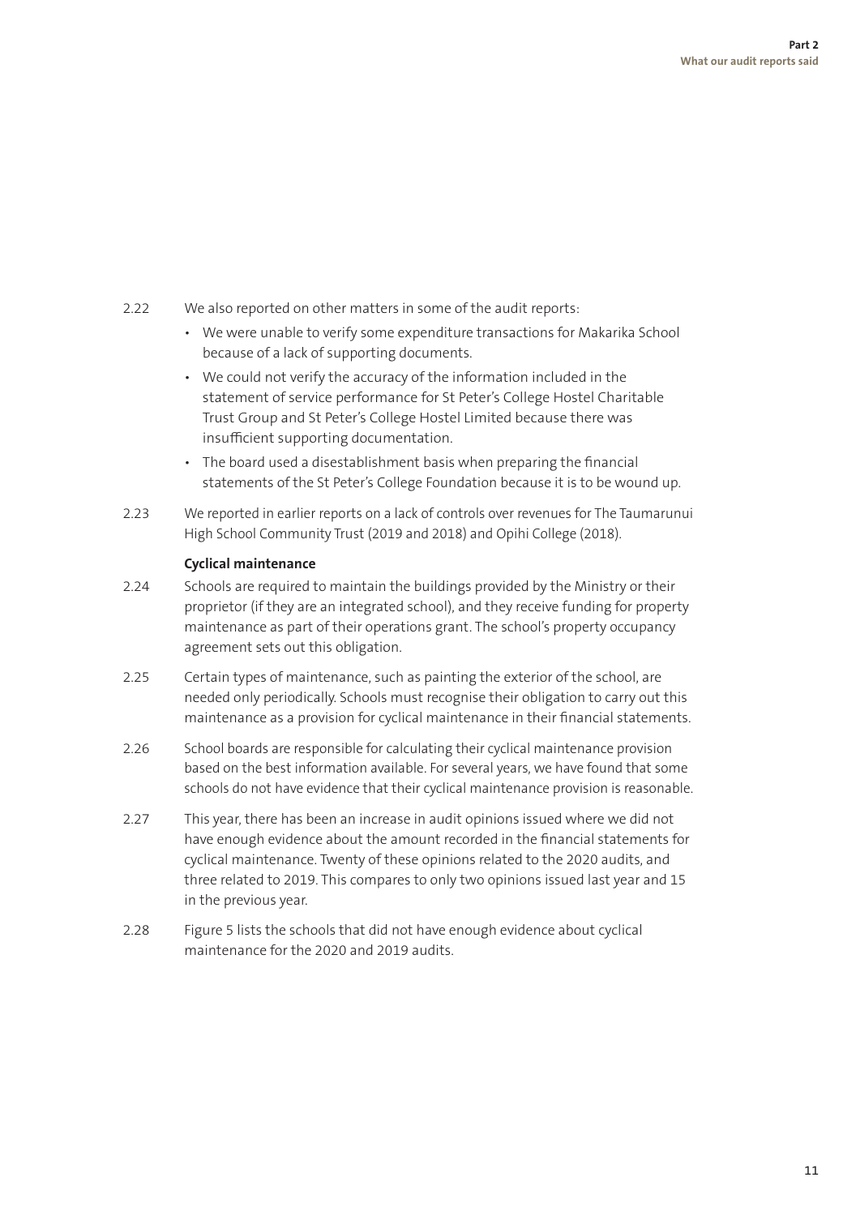2.22 We also reported on other matters in some of the audit reports:

- We were unable to verify some expenditure transactions for Makarika School because of a lack of supporting documents.
- We could not verify the accuracy of the information included in the statement of service performance for St Peter's College Hostel Charitable Trust Group and St Peter's College Hostel Limited because there was insufficient supporting documentation.
- The board used a disestablishment basis when preparing the financial statements of the St Peter's College Foundation because it is to be wound up.

2.23 We reported in earlier reports on a lack of controls over revenues for The Taumarunui High School Community Trust (2019 and 2018) and Opihi College (2018).

**Cyclical maintenance**

2.24 Schools are required to maintain the buildings provided by the Ministry or their proprietor (if they are an integrated school), and they receive funding for property maintenance as part of their operations grant. The school's property occupancy agreement sets out this obligation.

2.25 Certain types of maintenance, such as painting the exterior of the school, are needed only periodically. Schools must recognise their obligation to carry out this maintenance as a provision for cyclical maintenance in their financial statements.

2.26 School boards are responsible for calculating their cyclical maintenance provision based on the best information available. For several years, we have found that some schools do not have evidence that their cyclical maintenance provision is reasonable.

2.27 This year, there has been an increase in audit opinions issued where we did not have enough evidence about the amount recorded in the financial statements for cyclical maintenance. Twenty of these opinions related to the 2020 audits, and three related to 2019. This compares to only two opinions issued last year and 15 in the previous year.

2.28 Figure 5 lists the schools that did not have enough evidence about cyclical maintenance for the 2020 and 2019 audits.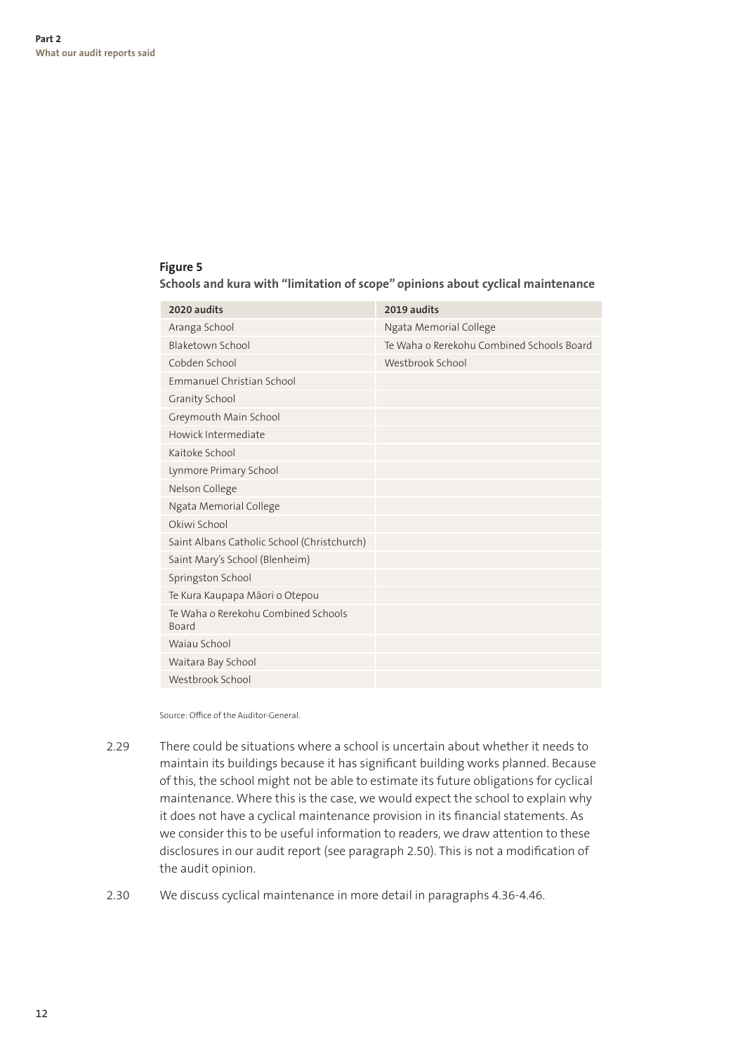**Figure 5**

**Schools and kura with "limitation of scope" opinions about cyclical maintenance**

| 2020 audits | 2019 audits |
|---|---|
| Aranga School | Ngata Memorial College |
| Blaketown School | Te Waha o Rerekohu Combined Schools Board |
| Cobden School | Westbrook School |
| Emmanuel Christian School | |
| Granity School | |
| Greymouth Main School | |
| Howick Intermediate | |
| Kaitoke School | |
| Lynmore Primary School | |
| Nelson College | |
| Ngata Memorial College | |
| Okiwi School | |
| Saint Albans Catholic School (Christchurch) | |
| Saint Mary's School (Blenheim) | |
| Springston School | |
| Te Kura Kaupapa Māori o Otepou | |
| Te Waha o Rerekohu Combined Schools Board | |
| Waiau School | |
| Waitara Bay School | |
| Westbrook School | |

Source: Office of the Auditor-General.

2.29 There could be situations where a school is uncertain about whether it needs to maintain its buildings because it has significant building works planned. Because of this, the school might not be able to estimate its future obligations for cyclical maintenance. Where this is the case, we would expect the school to explain why it does not have a cyclical maintenance provision in its financial statements. As we consider this to be useful information to readers, we draw attention to these disclosures in our audit report (see paragraph 2.50). This is not a modification of the audit opinion.

2.30 We discuss cyclical maintenance in more detail in paragraphs 4.36-4.46.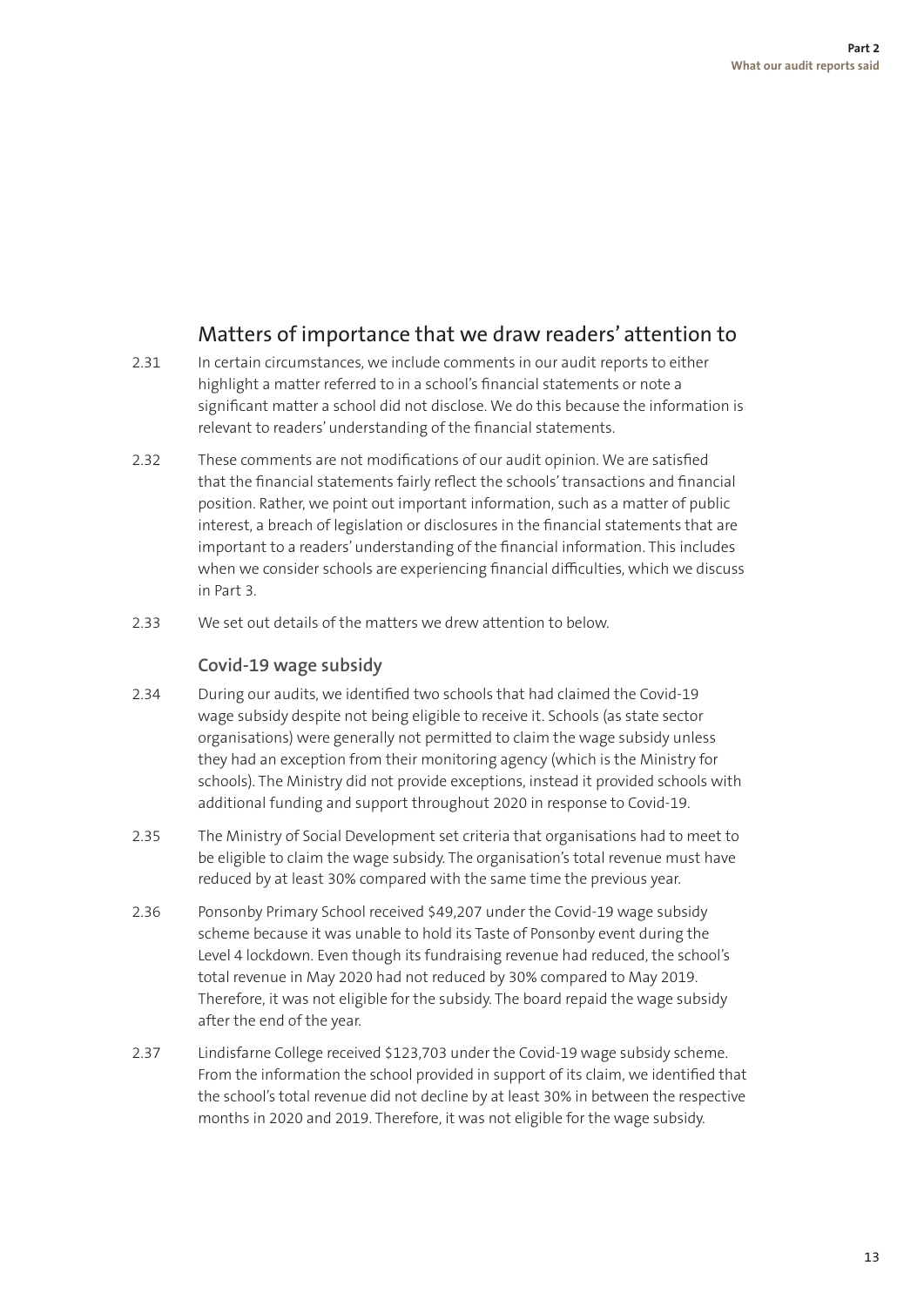## Matters of importance that we draw readers' attention to

2.31 In certain circumstances, we include comments in our audit reports to either highlight a matter referred to in a school's financial statements or note a significant matter a school did not disclose. We do this because the information is relevant to readers' understanding of the financial statements.

2.32 These comments are not modifications of our audit opinion. We are satisfied that the financial statements fairly reflect the schools' transactions and financial position. Rather, we point out important information, such as a matter of public interest, a breach of legislation or disclosures in the financial statements that are important to a readers' understanding of the financial information. This includes when we consider schools are experiencing financial difficulties, which we discuss in Part 3.

2.33 We set out details of the matters we drew attention to below.

### Covid-19 wage subsidy

2.34 During our audits, we identified two schools that had claimed the Covid-19 wage subsidy despite not being eligible to receive it. Schools (as state sector organisations) were generally not permitted to claim the wage subsidy unless they had an exception from their monitoring agency (which is the Ministry for schools). The Ministry did not provide exceptions, instead it provided schools with additional funding and support throughout 2020 in response to Covid-19.

2.35 The Ministry of Social Development set criteria that organisations had to meet to be eligible to claim the wage subsidy. The organisation's total revenue must have reduced by at least 30% compared with the same time the previous year.

2.36 Ponsonby Primary School received $49,207 under the Covid-19 wage subsidy scheme because it was unable to hold its Taste of Ponsonby event during the Level 4 lockdown. Even though its fundraising revenue had reduced, the school's total revenue in May 2020 had not reduced by 30% compared to May 2019. Therefore, it was not eligible for the subsidy. The board repaid the wage subsidy after the end of the year.

2.37 Lindisfarne College received $123,703 under the Covid-19 wage subsidy scheme. From the information the school provided in support of its claim, we identified that the school's total revenue did not decline by at least 30% in between the respective months in 2020 and 2019. Therefore, it was not eligible for the wage subsidy.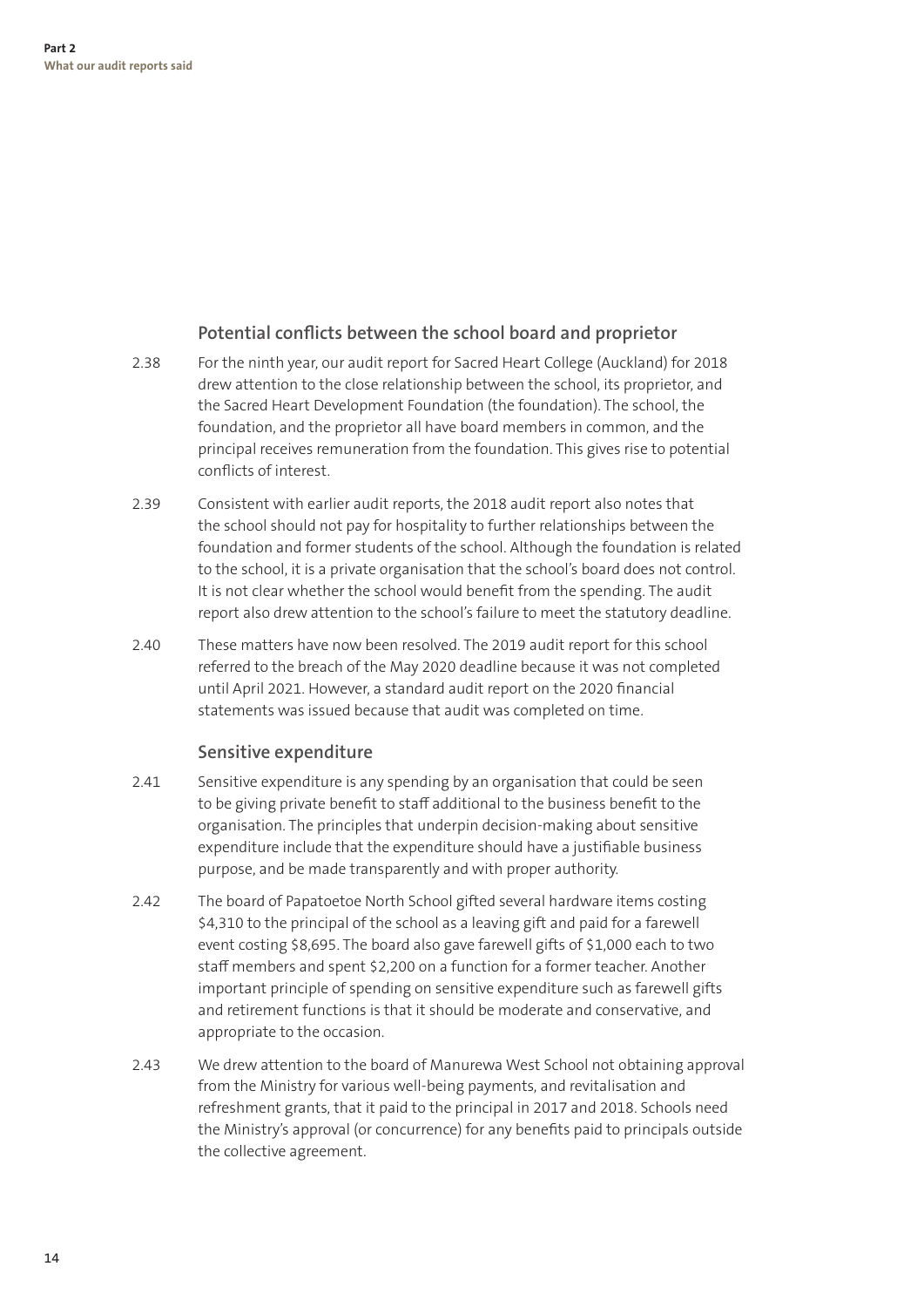### Potential conflicts between the school board and proprietor

2.38 For the ninth year, our audit report for Sacred Heart College (Auckland) for 2018 drew attention to the close relationship between the school, its proprietor, and the Sacred Heart Development Foundation (the foundation). The school, the foundation, and the proprietor all have board members in common, and the principal receives remuneration from the foundation. This gives rise to potential conflicts of interest.

2.39 Consistent with earlier audit reports, the 2018 audit report also notes that the school should not pay for hospitality to further relationships between the foundation and former students of the school. Although the foundation is related to the school, it is a private organisation that the school's board does not control. It is not clear whether the school would benefit from the spending. The audit report also drew attention to the school's failure to meet the statutory deadline.

2.40 These matters have now been resolved. The 2019 audit report for this school referred to the breach of the May 2020 deadline because it was not completed until April 2021. However, a standard audit report on the 2020 financial statements was issued because that audit was completed on time.

### Sensitive expenditure

2.41 Sensitive expenditure is any spending by an organisation that could be seen to be giving private benefit to staff additional to the business benefit to the organisation. The principles that underpin decision-making about sensitive expenditure include that the expenditure should have a justifiable business purpose, and be made transparently and with proper authority.

2.42 The board of Papatoetoe North School gifted several hardware items costing $4,310 to the principal of the school as a leaving gift and paid for a farewell event costing $8,695. The board also gave farewell gifts of $1,000 each to two staff members and spent $2,200 on a function for a former teacher. Another important principle of spending on sensitive expenditure such as farewell gifts and retirement functions is that it should be moderate and conservative, and appropriate to the occasion.

2.43 We drew attention to the board of Manurewa West School not obtaining approval from the Ministry for various well-being payments, and revitalisation and refreshment grants, that it paid to the principal in 2017 and 2018. Schools need the Ministry's approval (or concurrence) for any benefits paid to principals outside the collective agreement.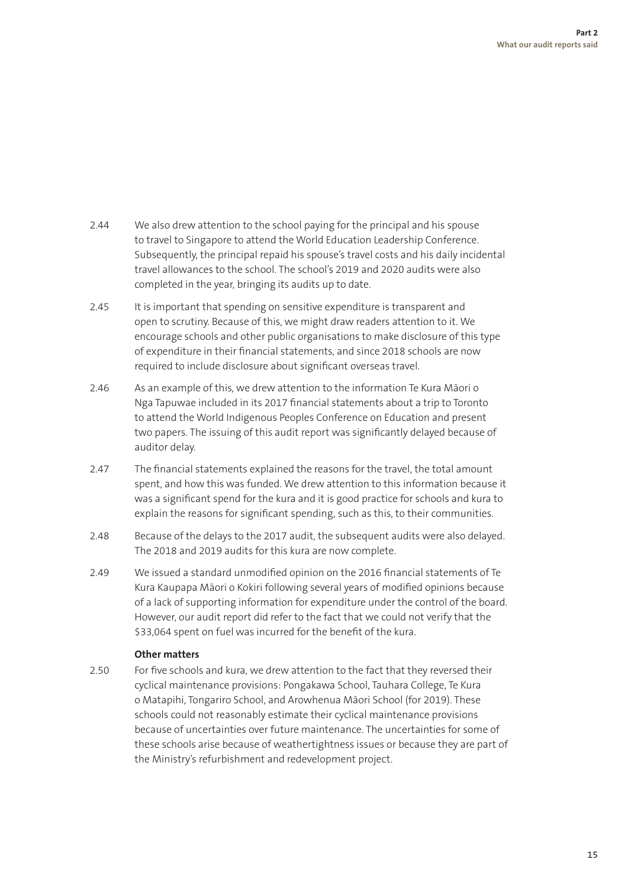2.44 We also drew attention to the school paying for the principal and his spouse to travel to Singapore to attend the World Education Leadership Conference. Subsequently, the principal repaid his spouse's travel costs and his daily incidental travel allowances to the school. The school's 2019 and 2020 audits were also completed in the year, bringing its audits up to date.

2.45 It is important that spending on sensitive expenditure is transparent and open to scrutiny. Because of this, we might draw readers attention to it. We encourage schools and other public organisations to make disclosure of this type of expenditure in their financial statements, and since 2018 schools are now required to include disclosure about significant overseas travel.

2.46 As an example of this, we drew attention to the information Te Kura Māori o Nga Tapuwae included in its 2017 financial statements about a trip to Toronto to attend the World Indigenous Peoples Conference on Education and present two papers. The issuing of this audit report was significantly delayed because of auditor delay.

2.47 The financial statements explained the reasons for the travel, the total amount spent, and how this was funded. We drew attention to this information because it was a significant spend for the kura and it is good practice for schools and kura to explain the reasons for significant spending, such as this, to their communities.

2.48 Because of the delays to the 2017 audit, the subsequent audits were also delayed. The 2018 and 2019 audits for this kura are now complete.

2.49 We issued a standard unmodified opinion on the 2016 financial statements of Te Kura Kaupapa Māori o Kokiri following several years of modified opinions because of a lack of supporting information for expenditure under the control of the board. However, our audit report did refer to the fact that we could not verify that the $33,064 spent on fuel was incurred for the benefit of the kura.

**Other matters**

2.50 For five schools and kura, we drew attention to the fact that they reversed their cyclical maintenance provisions: Pongakawa School, Tauhara College, Te Kura o Matapihi, Tongariro School, and Arowhenua Māori School (for 2019). These schools could not reasonably estimate their cyclical maintenance provisions because of uncertainties over future maintenance. The uncertainties for some of these schools arise because of weathertightness issues or because they are part of the Ministry's refurbishment and redevelopment project.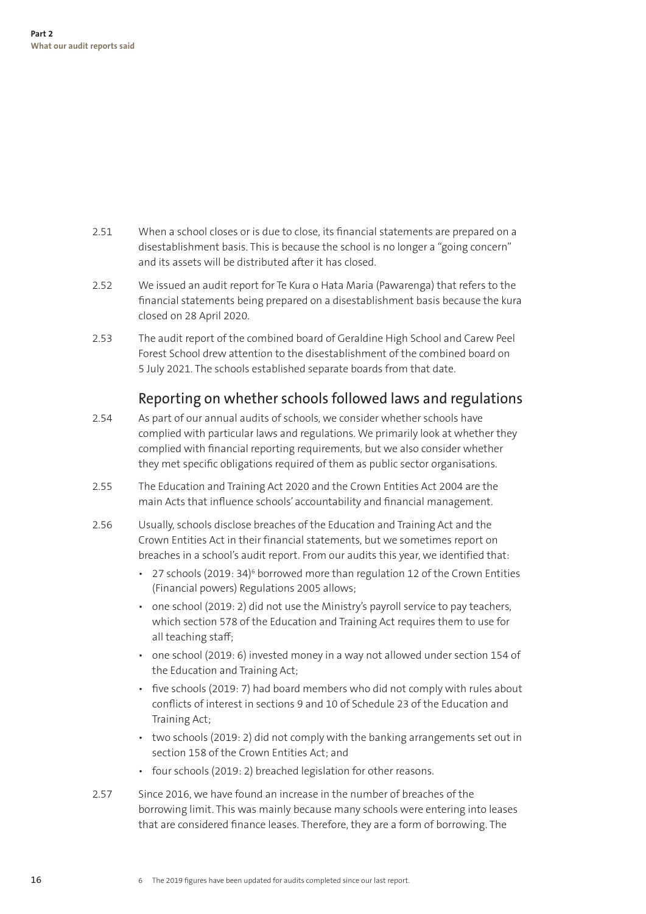2.51 When a school closes or is due to close, its financial statements are prepared on a disestablishment basis. This is because the school is no longer a "going concern" and its assets will be distributed after it has closed.

2.52 We issued an audit report for Te Kura o Hata Maria (Pawarenga) that refers to the financial statements being prepared on a disestablishment basis because the kura closed on 28 April 2020.

2.53 The audit report of the combined board of Geraldine High School and Carew Peel Forest School drew attention to the disestablishment of the combined board on 5 July 2021. The schools established separate boards from that date.

## Reporting on whether schools followed laws and regulations

2.54 As part of our annual audits of schools, we consider whether schools have complied with particular laws and regulations. We primarily look at whether they complied with financial reporting requirements, but we also consider whether they met specific obligations required of them as public sector organisations.

2.55 The Education and Training Act 2020 and the Crown Entities Act 2004 are the main Acts that influence schools' accountability and financial management.

2.56 Usually, schools disclose breaches of the Education and Training Act and the Crown Entities Act in their financial statements, but we sometimes report on breaches in a school's audit report. From our audits this year, we identified that:

- 27 schools (2019: 34)[6] borrowed more than regulation 12 of the Crown Entities (Financial powers) Regulations 2005 allows;
- one school (2019: 2) did not use the Ministry's payroll service to pay teachers, which section 578 of the Education and Training Act requires them to use for all teaching staff;
- one school (2019: 6) invested money in a way not allowed under section 154 of the Education and Training Act;
- five schools (2019: 7) had board members who did not comply with rules about conflicts of interest in sections 9 and 10 of Schedule 23 of the Education and Training Act;
- two schools (2019: 2) did not comply with the banking arrangements set out in section 158 of the Crown Entities Act; and
- four schools (2019: 2) breached legislation for other reasons.

2.57 Since 2016, we have found an increase in the number of breaches of the borrowing limit. This was mainly because many schools were entering into leases that are considered finance leases. Therefore, they are a form of borrowing. The

6 The 2019 figures have been updated for audits completed since our last report.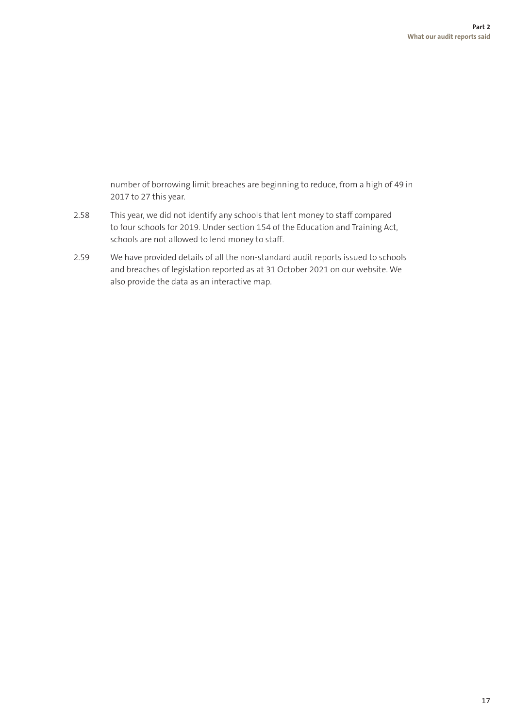number of borrowing limit breaches are beginning to reduce, from a high of 49 in 2017 to 27 this year.

2.58 This year, we did not identify any schools that lent money to staff compared to four schools for 2019. Under section 154 of the Education and Training Act, schools are not allowed to lend money to staff.

2.59 We have provided details of all the non-standard audit reports issued to schools and breaches of legislation reported as at 31 October 2021 on our website. We also provide the data as an interactive map.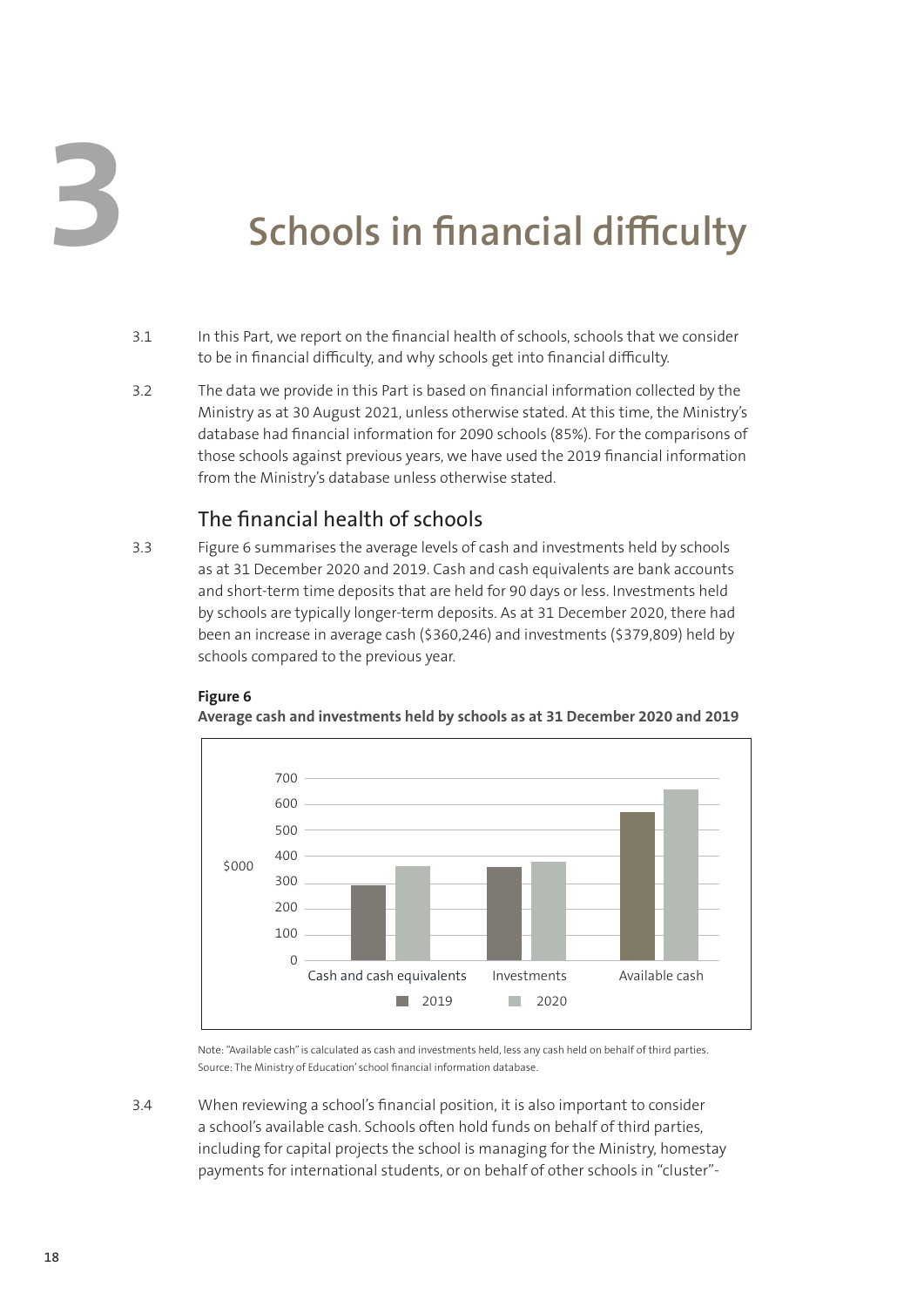# 3 Schools in financial difficulty

3.1 In this Part, we report on the financial health of schools, schools that we consider to be in financial difficulty, and why schools get into financial difficulty.

3.2 The data we provide in this Part is based on financial information collected by the Ministry as at 30 August 2021, unless otherwise stated. At this time, the Ministry's database had financial information for 2090 schools (85%). For the comparisons of those schools against previous years, we have used the 2019 financial information from the Ministry's database unless otherwise stated.

## The financial health of schools

3.3 Figure 6 summarises the average levels of cash and investments held by schools as at 31 December 2020 and 2019. Cash and cash equivalents are bank accounts and short-term time deposits that are held for 90 days or less. Investments held by schools are typically longer-term deposits. As at 31 December 2020, there had been an increase in average cash ($360,246) and investments ($379,809) held by schools compared to the previous year.

**Figure 6**

**Average cash and investments held by schools as at 31 December 2020 and 2019**

Note: "Available cash" is calculated as cash and investments held, less any cash held on behalf of third parties.
Source: The Ministry of Education' school financial information database.

3.4 When reviewing a school's financial position, it is also important to consider a school's available cash. Schools often hold funds on behalf of third parties, including for capital projects the school is managing for the Ministry, homestay payments for international students, or on behalf of other schools in "cluster"-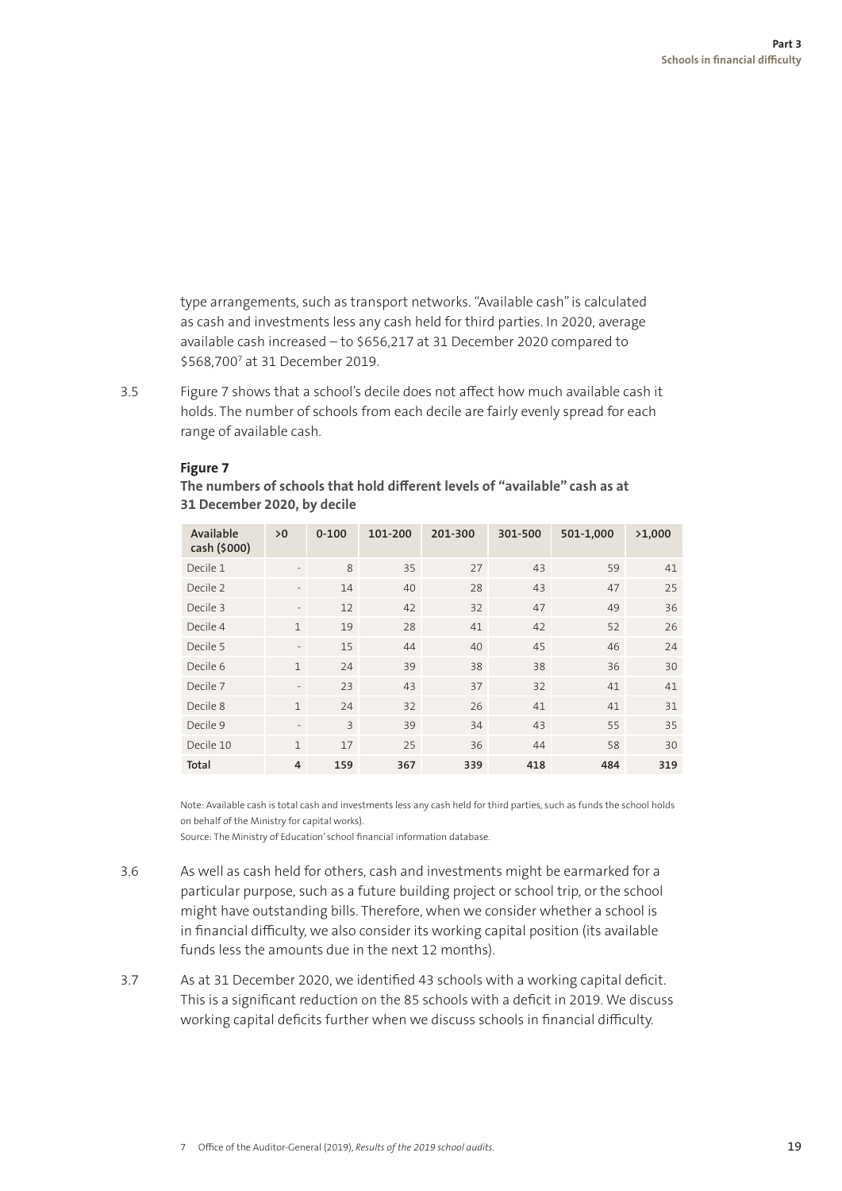type arrangements, such as transport networks. "Available cash" is calculated as cash and investments less any cash held for third parties. In 2020, average available cash increased – to $656,217 at 31 December 2020 compared to $568,700[7] at 31 December 2019.

3.5 Figure 7 shows that a school's decile does not affect how much available cash it holds. The number of schools from each decile are fairly evenly spread for each range of available cash.

**Figure 7**

**The numbers of schools that hold different levels of "available" cash as at 31 December 2020, by decile**

| Available cash ($000) | >0 | 0-100 | 101-200 | 201-300 | 301-500 | 501-1,000 | >1,000 |
|---|---|---|---|---|---|---|---|
| Decile 1 | - | 8 | 35 | 27 | 43 | 59 | 41 |
| Decile 2 | - | 14 | 40 | 28 | 43 | 47 | 25 |
| Decile 3 | - | 12 | 42 | 32 | 47 | 49 | 36 |
| Decile 4 | 1 | 19 | 28 | 41 | 42 | 52 | 26 |
| Decile 5 | - | 15 | 44 | 40 | 45 | 46 | 24 |
| Decile 6 | 1 | 24 | 39 | 38 | 38 | 36 | 30 |
| Decile 7 | - | 23 | 43 | 37 | 32 | 41 | 41 |
| Decile 8 | 1 | 24 | 32 | 26 | 41 | 41 | 31 |
| Decile 9 | - | 3 | 39 | 34 | 43 | 55 | 35 |
| Decile 10 | 1 | 17 | 25 | 36 | 44 | 58 | 30 |
| **Total** | **4** | **159** | **367** | **339** | **418** | **484** | **319** |

Note: Available cash is total cash and investments less any cash held for third parties, such as funds the school holds on behalf of the Ministry for capital works).

Source: The Ministry of Education' school financial information database.

3.6 As well as cash held for others, cash and investments might be earmarked for a particular purpose, such as a future building project or school trip, or the school might have outstanding bills. Therefore, when we consider whether a school is in financial difficulty, we also consider its working capital position (its available funds less the amounts due in the next 12 months).

3.7 As at 31 December 2020, we identified 43 schools with a working capital deficit. This is a significant reduction on the 85 schools with a deficit in 2019. We discuss working capital deficits further when we discuss schools in financial difficulty.

7 Office of the Auditor-General (2019), *Results of the 2019 school audits.*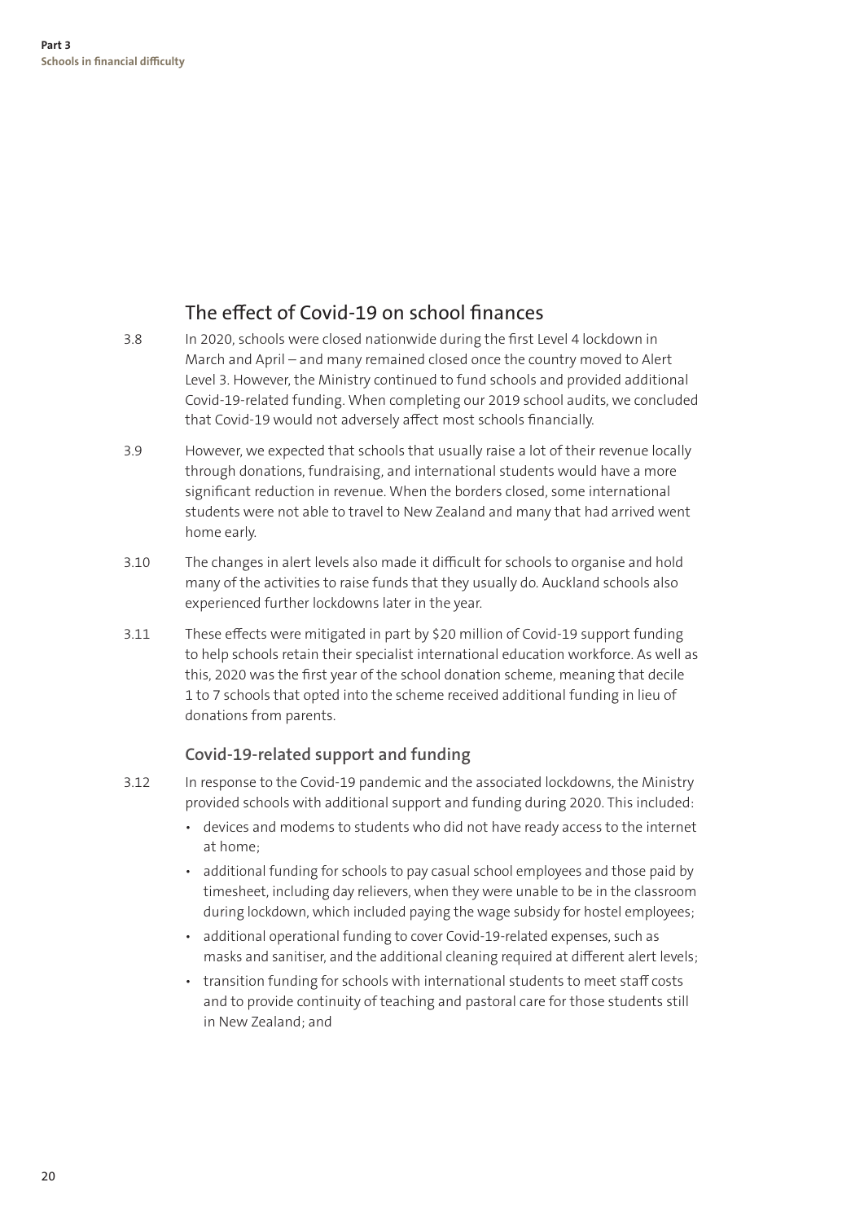## The effect of Covid-19 on school finances

3.8 In 2020, schools were closed nationwide during the first Level 4 lockdown in March and April – and many remained closed once the country moved to Alert Level 3. However, the Ministry continued to fund schools and provided additional Covid-19-related funding. When completing our 2019 school audits, we concluded that Covid-19 would not adversely affect most schools financially.

3.9 However, we expected that schools that usually raise a lot of their revenue locally through donations, fundraising, and international students would have a more significant reduction in revenue. When the borders closed, some international students were not able to travel to New Zealand and many that had arrived went home early.

3.10 The changes in alert levels also made it difficult for schools to organise and hold many of the activities to raise funds that they usually do. Auckland schools also experienced further lockdowns later in the year.

3.11 These effects were mitigated in part by $20 million of Covid-19 support funding to help schools retain their specialist international education workforce. As well as this, 2020 was the first year of the school donation scheme, meaning that decile 1 to 7 schools that opted into the scheme received additional funding in lieu of donations from parents.

### Covid-19-related support and funding

3.12 In response to the Covid-19 pandemic and the associated lockdowns, the Ministry provided schools with additional support and funding during 2020. This included:

- devices and modems to students who did not have ready access to the internet at home;
- additional funding for schools to pay casual school employees and those paid by timesheet, including day relievers, when they were unable to be in the classroom during lockdown, which included paying the wage subsidy for hostel employees;
- additional operational funding to cover Covid-19-related expenses, such as masks and sanitiser, and the additional cleaning required at different alert levels;
- transition funding for schools with international students to meet staff costs and to provide continuity of teaching and pastoral care for those students still in New Zealand; and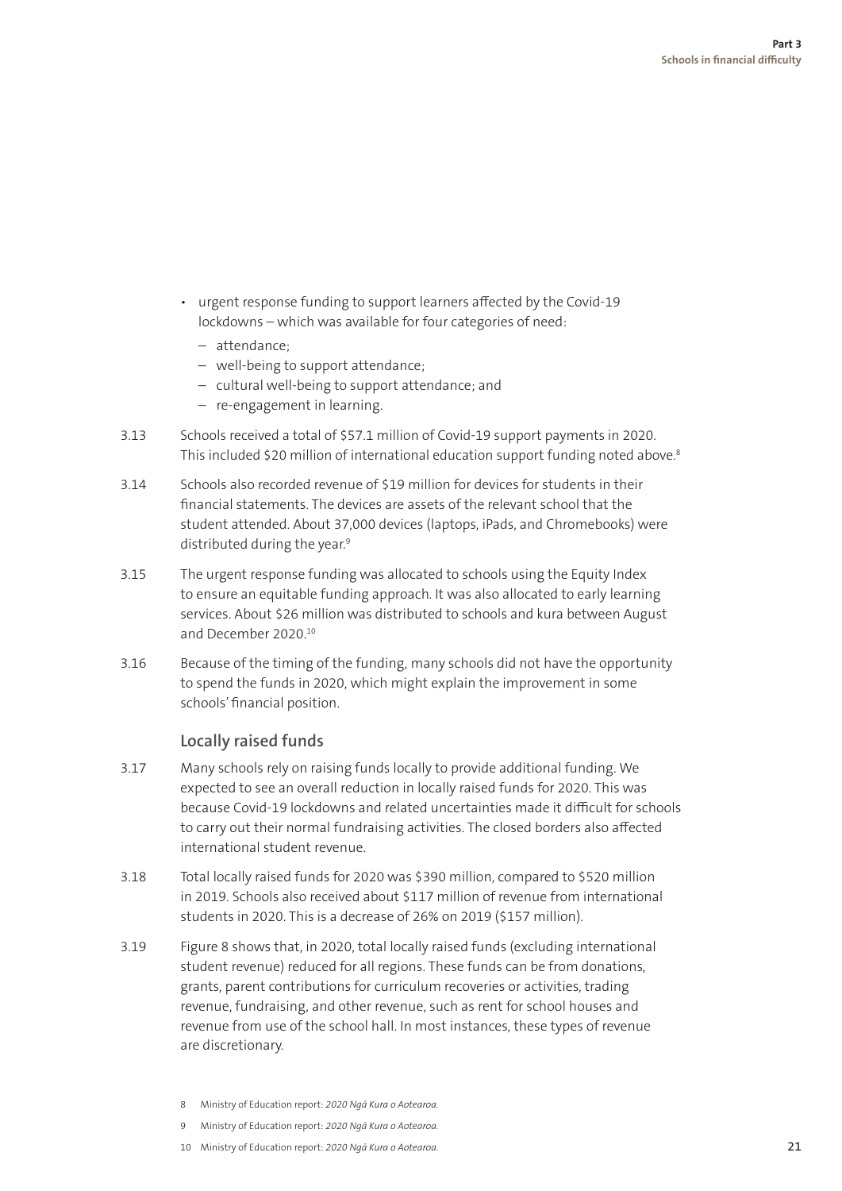- urgent response funding to support learners affected by the Covid-19 lockdowns – which was available for four categories of need:
  - attendance;
  - well-being to support attendance;
  - cultural well-being to support attendance; and
  - re-engagement in learning.

3.13 Schools received a total of $57.1 million of Covid-19 support payments in 2020. This included $20 million of international education support funding noted above.[8]

3.14 Schools also recorded revenue of $19 million for devices for students in their financial statements. The devices are assets of the relevant school that the student attended. About 37,000 devices (laptops, iPads, and Chromebooks) were distributed during the year.[9]

3.15 The urgent response funding was allocated to schools using the Equity Index to ensure an equitable funding approach. It was also allocated to early learning services. About $26 million was distributed to schools and kura between August and December 2020.[10]

3.16 Because of the timing of the funding, many schools did not have the opportunity to spend the funds in 2020, which might explain the improvement in some schools' financial position.

### Locally raised funds

3.17 Many schools rely on raising funds locally to provide additional funding. We expected to see an overall reduction in locally raised funds for 2020. This was because Covid-19 lockdowns and related uncertainties made it difficult for schools to carry out their normal fundraising activities. The closed borders also affected international student revenue.

3.18 Total locally raised funds for 2020 was $390 million, compared to $520 million in 2019. Schools also received about $117 million of revenue from international students in 2020. This is a decrease of 26% on 2019 ($157 million).

3.19 Figure 8 shows that, in 2020, total locally raised funds (excluding international student revenue) reduced for all regions. These funds can be from donations, grants, parent contributions for curriculum recoveries or activities, trading revenue, fundraising, and other revenue, such as rent for school houses and revenue from use of the school hall. In most instances, these types of revenue are discretionary.

8 Ministry of Education report: *2020 Ngā Kura o Aotearoa.*

9 Ministry of Education report: *2020 Ngā Kura o Aotearoa.*

10 Ministry of Education report: *2020 Ngā Kura o Aotearoa.*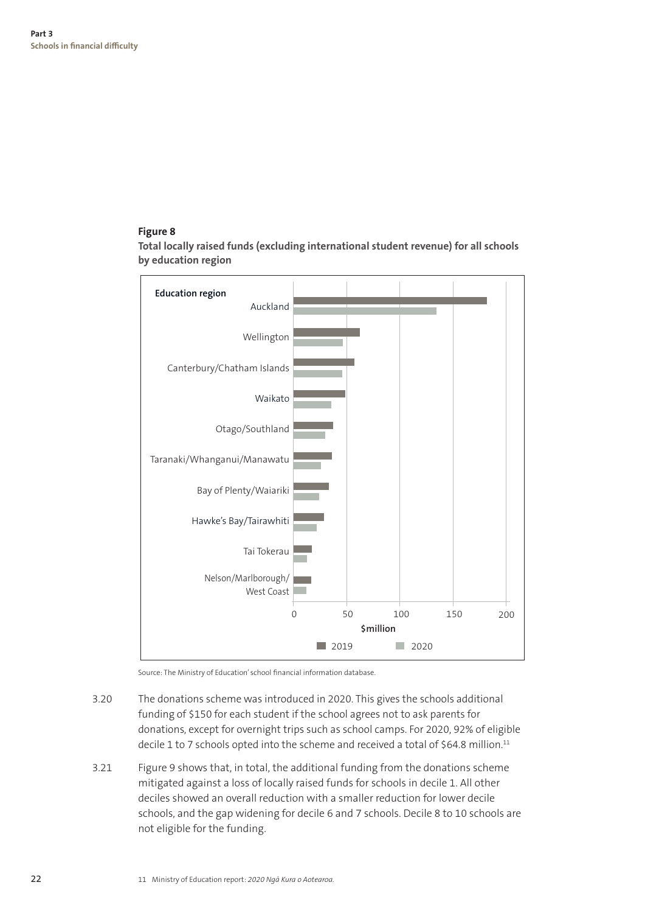**Figure 8**

**Total locally raised funds (excluding international student revenue) for all schools by education region**

Source: The Ministry of Education' school financial information database.

3.20 The donations scheme was introduced in 2020. This gives the schools additional funding of $150 for each student if the school agrees not to ask parents for donations, except for overnight trips such as school camps. For 2020, 92% of eligible decile 1 to 7 schools opted into the scheme and received a total of $64.8 million.[11]

3.21 Figure 9 shows that, in total, the additional funding from the donations scheme mitigated against a loss of locally raised funds for schools in decile 1. All other deciles showed an overall reduction with a smaller reduction for lower decile schools, and the gap widening for decile 6 and 7 schools. Decile 8 to 10 schools are not eligible for the funding.

11 Ministry of Education report: *2020 Ngā Kura o Aotearoa*.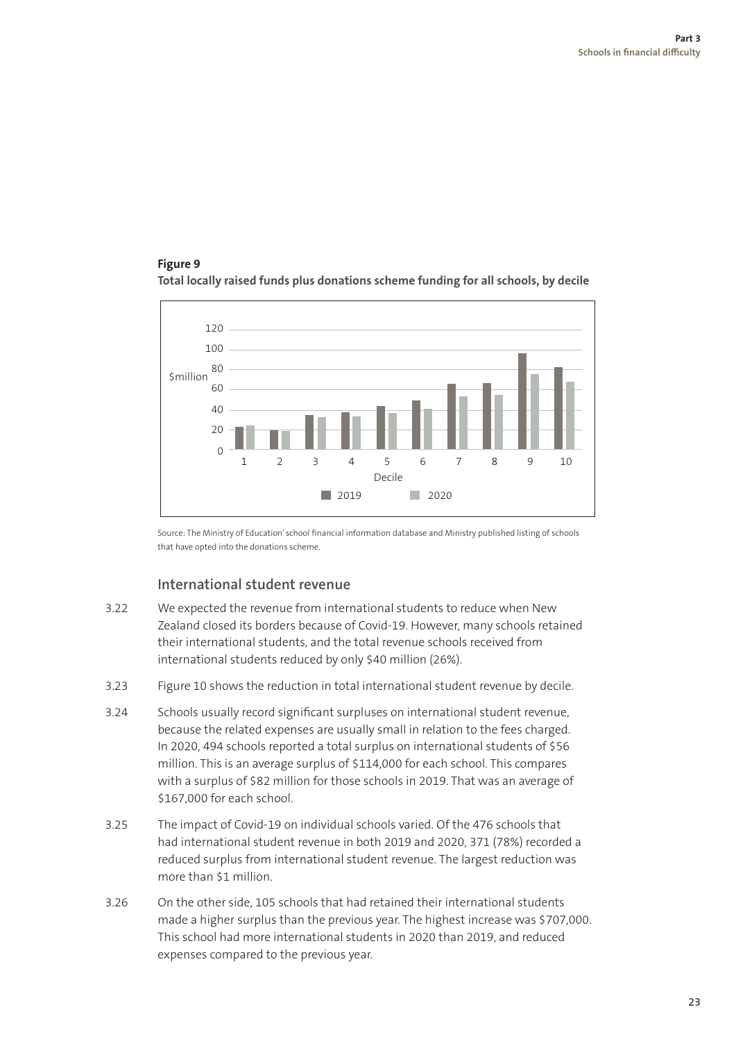**Figure 9**

**Total locally raised funds plus donations scheme funding for all schools, by decile**

Source: The Ministry of Education' school financial information database and Ministry published listing of schools that have opted into the donations scheme.

## International student revenue

3.22 We expected the revenue from international students to reduce when New Zealand closed its borders because of Covid-19. However, many schools retained their international students, and the total revenue schools received from international students reduced by only $40 million (26%).

3.23 Figure 10 shows the reduction in total international student revenue by decile.

3.24 Schools usually record significant surpluses on international student revenue, because the related expenses are usually small in relation to the fees charged. In 2020, 494 schools reported a total surplus on international students of $56 million. This is an average surplus of $114,000 for each school. This compares with a surplus of $82 million for those schools in 2019. That was an average of $167,000 for each school.

3.25 The impact of Covid-19 on individual schools varied. Of the 476 schools that had international student revenue in both 2019 and 2020, 371 (78%) recorded a reduced surplus from international student revenue. The largest reduction was more than $1 million.

3.26 On the other side, 105 schools that had retained their international students made a higher surplus than the previous year. The highest increase was $707,000. This school had more international students in 2020 than 2019, and reduced expenses compared to the previous year.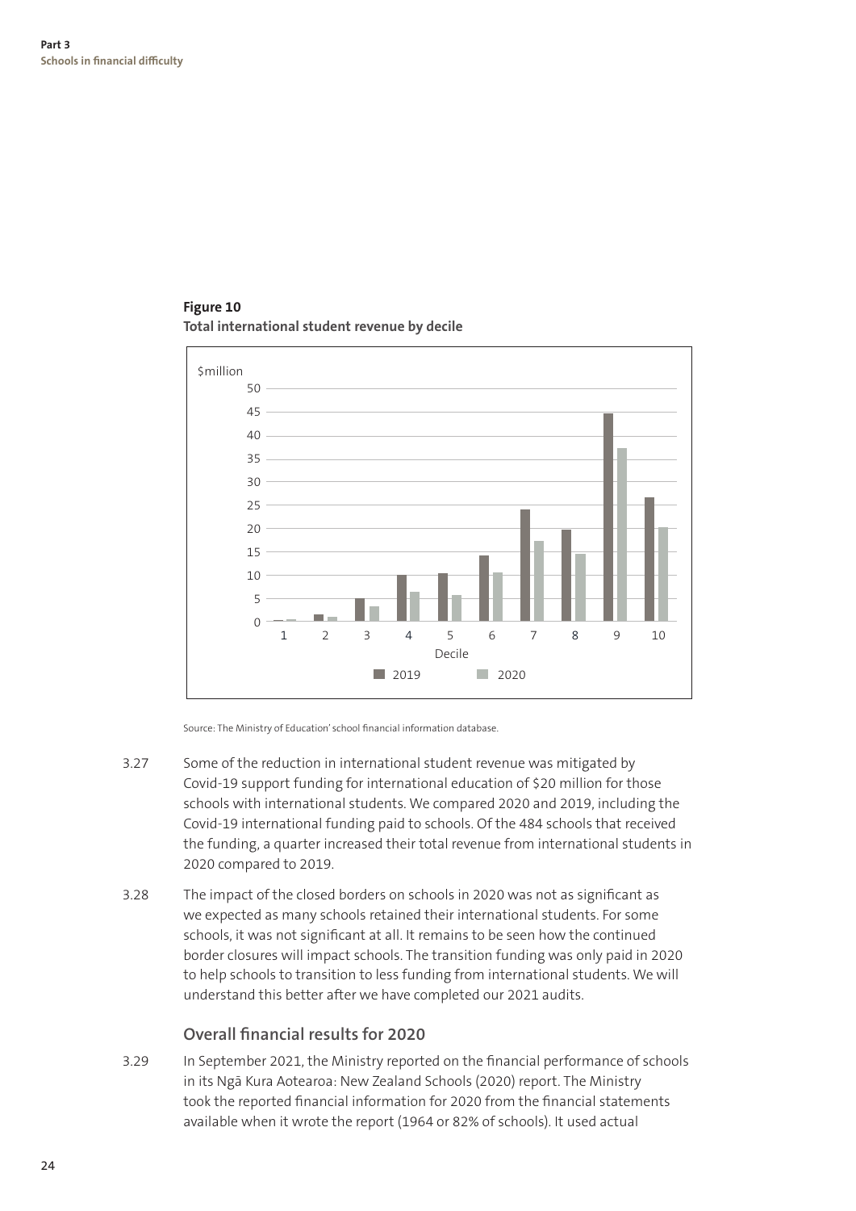**Figure 10**
**Total international student revenue by decile**

Source: The Ministry of Education' school financial information database.

3.27 Some of the reduction in international student revenue was mitigated by Covid-19 support funding for international education of $20 million for those schools with international students. We compared 2020 and 2019, including the Covid-19 international funding paid to schools. Of the 484 schools that received the funding, a quarter increased their total revenue from international students in 2020 compared to 2019.

3.28 The impact of the closed borders on schools in 2020 was not as significant as we expected as many schools retained their international students. For some schools, it was not significant at all. It remains to be seen how the continued border closures will impact schools. The transition funding was only paid in 2020 to help schools to transition to less funding from international students. We will understand this better after we have completed our 2021 audits.

### Overall financial results for 2020

3.29 In September 2021, the Ministry reported on the financial performance of schools in its Ngā Kura Aotearoa: New Zealand Schools (2020) report. The Ministry took the reported financial information for 2020 from the financial statements available when it wrote the report (1964 or 82% of schools). It used actual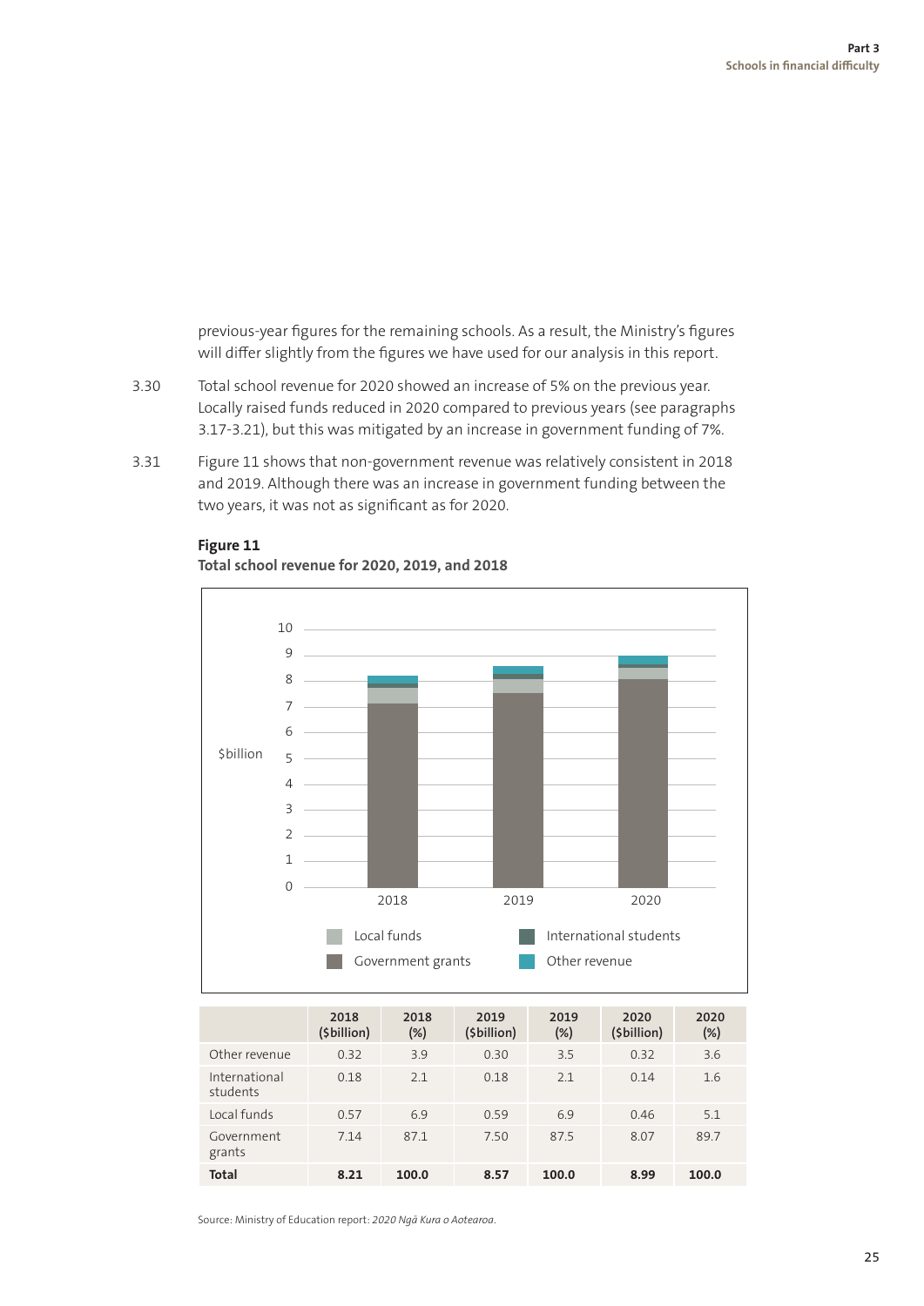previous-year figures for the remaining schools. As a result, the Ministry's figures will differ slightly from the figures we have used for our analysis in this report.

3.30 Total school revenue for 2020 showed an increase of 5% on the previous year. Locally raised funds reduced in 2020 compared to previous years (see paragraphs 3.17-3.21), but this was mitigated by an increase in government funding of 7%.

3.31 Figure 11 shows that non-government revenue was relatively consistent in 2018 and 2019. Although there was an increase in government funding between the two years, it was not as significant as for 2020.

**Figure 11**
**Total school revenue for 2020, 2019, and 2018**

| | 2018 ($billion) | 2018 (%) | 2019 ($billion) | 2019 (%) | 2020 ($billion) | 2020 (%) |
|---|---|---|---|---|---|---|
| Other revenue | 0.32 | 3.9 | 0.30 | 3.5 | 0.32 | 3.6 |
| International students | 0.18 | 2.1 | 0.18 | 2.1 | 0.14 | 1.6 |
| Local funds | 0.57 | 6.9 | 0.59 | 6.9 | 0.46 | 5.1 |
| Government grants | 7.14 | 87.1 | 7.50 | 87.5 | 8.07 | 89.7 |
| **Total** | **8.21** | **100.0** | **8.57** | **100.0** | **8.99** | **100.0** |

Source: Ministry of Education report: *2020 Ngā Kura o Aotearoa*.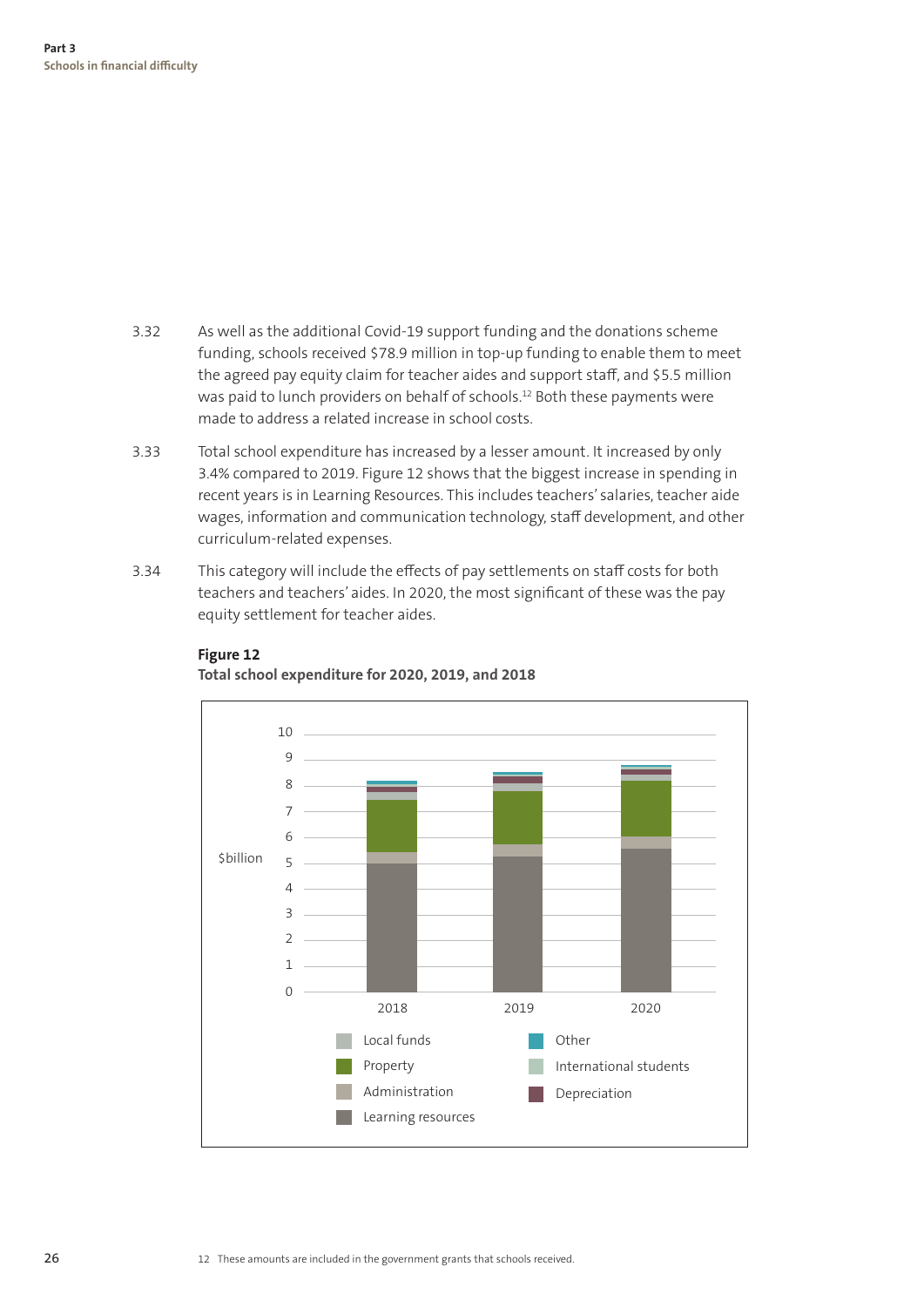3.32 As well as the additional Covid-19 support funding and the donations scheme funding, schools received $78.9 million in top-up funding to enable them to meet the agreed pay equity claim for teacher aides and support staff, and $5.5 million was paid to lunch providers on behalf of schools.[12] Both these payments were made to address a related increase in school costs.

3.33 Total school expenditure has increased by a lesser amount. It increased by only 3.4% compared to 2019. Figure 12 shows that the biggest increase in spending in recent years is in Learning Resources. This includes teachers' salaries, teacher aide wages, information and communication technology, staff development, and other curriculum-related expenses.

3.34 This category will include the effects of pay settlements on staff costs for both teachers and teachers' aides. In 2020, the most significant of these was the pay equity settlement for teacher aides.

**Figure 12**
**Total school expenditure for 2020, 2019, and 2018**

[Stacked bar chart: $billion (0–10) for 2018, 2019, 2020. Categories: Local funds, Property, Administration, Learning resources, Other, International students, Depreciation.]

12 These amounts are included in the government grants that schools received.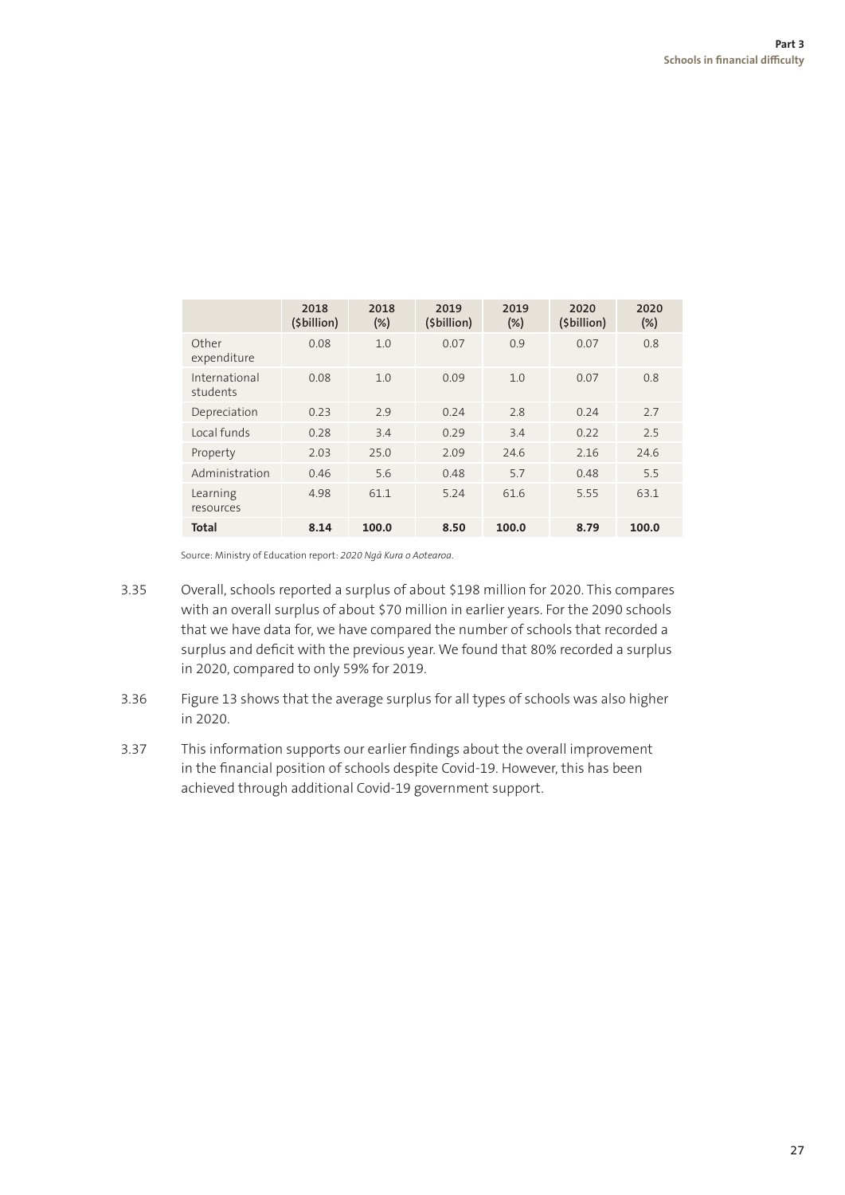| | 2018 ($billion) | 2018 (%) | 2019 ($billion) | 2019 (%) | 2020 ($billion) | 2020 (%) |
|---|---|---|---|---|---|---|
| Other expenditure | 0.08 | 1.0 | 0.07 | 0.9 | 0.07 | 0.8 |
| International students | 0.08 | 1.0 | 0.09 | 1.0 | 0.07 | 0.8 |
| Depreciation | 0.23 | 2.9 | 0.24 | 2.8 | 0.24 | 2.7 |
| Local funds | 0.28 | 3.4 | 0.29 | 3.4 | 0.22 | 2.5 |
| Property | 2.03 | 25.0 | 2.09 | 24.6 | 2.16 | 24.6 |
| Administration | 0.46 | 5.6 | 0.48 | 5.7 | 0.48 | 5.5 |
| Learning resources | 4.98 | 61.1 | 5.24 | 61.6 | 5.55 | 63.1 |
| **Total** | **8.14** | **100.0** | **8.50** | **100.0** | **8.79** | **100.0** |

Source: Ministry of Education report: *2020 Ngā Kura o Aotearoa*.

3.35 Overall, schools reported a surplus of about $198 million for 2020. This compares with an overall surplus of about $70 million in earlier years. For the 2090 schools that we have data for, we have compared the number of schools that recorded a surplus and deficit with the previous year. We found that 80% recorded a surplus in 2020, compared to only 59% for 2019.

3.36 Figure 13 shows that the average surplus for all types of schools was also higher in 2020.

3.37 This information supports our earlier findings about the overall improvement in the financial position of schools despite Covid-19. However, this has been achieved through additional Covid-19 government support.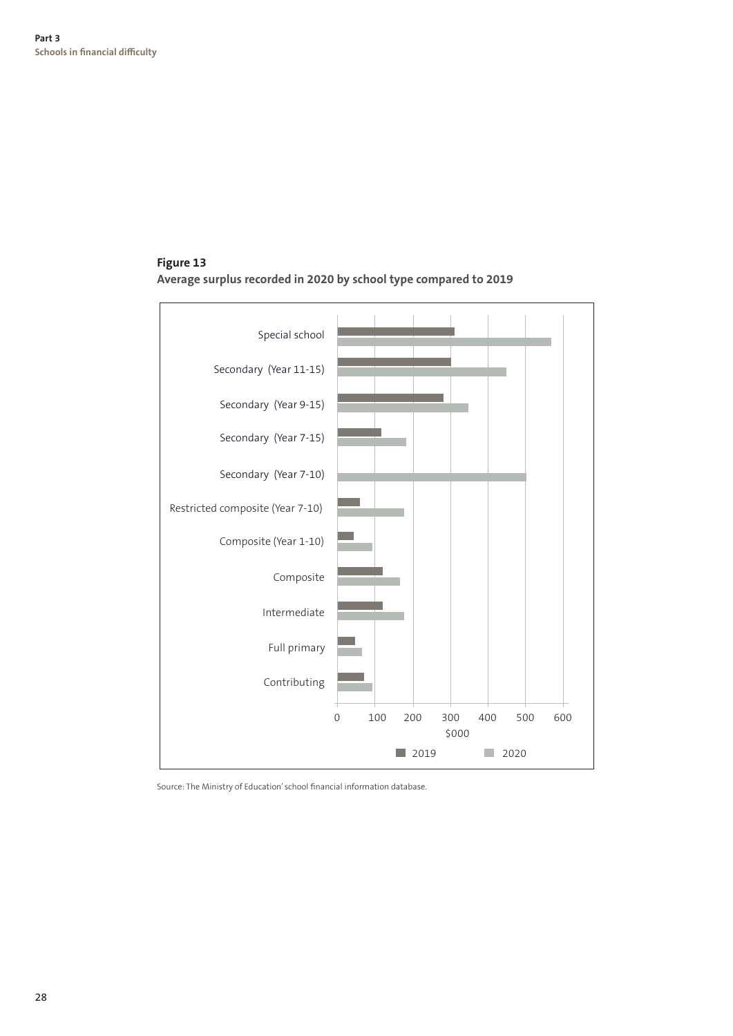**Figure 13**
**Average surplus recorded in 2020 by school type compared to 2019**

Special school

Secondary (Year 11-15)

Secondary (Year 9-15)

Secondary (Year 7-15)

Secondary (Year 7-10)

Restricted composite (Year 7-10)

Composite (Year 1-10)

Composite

Intermediate

Full primary

Contributing

0 100 200 300 400 500 600

$000

2019 2020

Source: The Ministry of Education' school financial information database.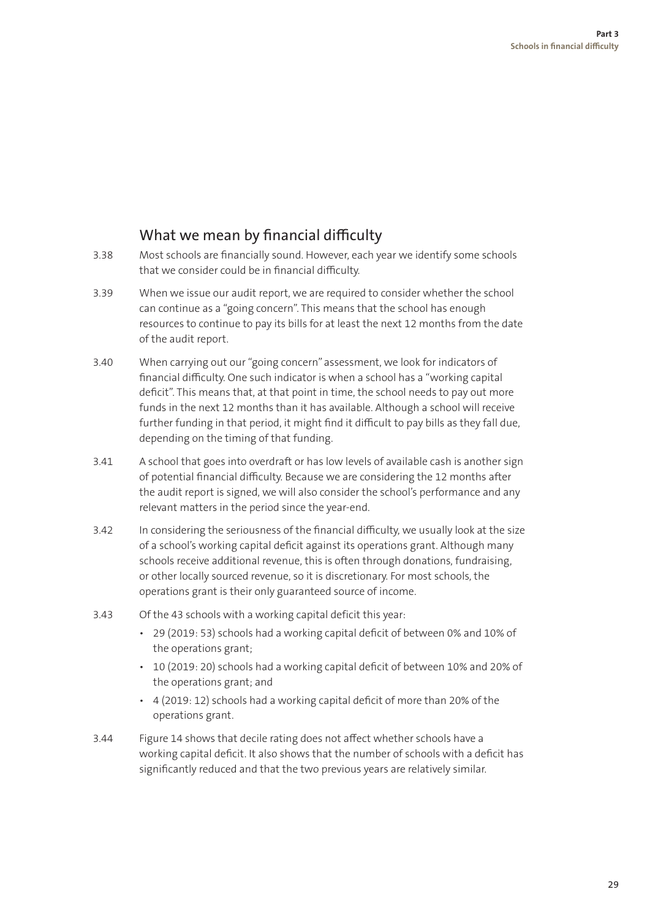## What we mean by financial difficulty

3.38 Most schools are financially sound. However, each year we identify some schools that we consider could be in financial difficulty.

3.39 When we issue our audit report, we are required to consider whether the school can continue as a "going concern". This means that the school has enough resources to continue to pay its bills for at least the next 12 months from the date of the audit report.

3.40 When carrying out our "going concern" assessment, we look for indicators of financial difficulty. One such indicator is when a school has a "working capital deficit". This means that, at that point in time, the school needs to pay out more funds in the next 12 months than it has available. Although a school will receive further funding in that period, it might find it difficult to pay bills as they fall due, depending on the timing of that funding.

3.41 A school that goes into overdraft or has low levels of available cash is another sign of potential financial difficulty. Because we are considering the 12 months after the audit report is signed, we will also consider the school's performance and any relevant matters in the period since the year-end.

3.42 In considering the seriousness of the financial difficulty, we usually look at the size of a school's working capital deficit against its operations grant. Although many schools receive additional revenue, this is often through donations, fundraising, or other locally sourced revenue, so it is discretionary. For most schools, the operations grant is their only guaranteed source of income.

3.43 Of the 43 schools with a working capital deficit this year:

- 29 (2019: 53) schools had a working capital deficit of between 0% and 10% of the operations grant;
- 10 (2019: 20) schools had a working capital deficit of between 10% and 20% of the operations grant; and
- 4 (2019: 12) schools had a working capital deficit of more than 20% of the operations grant.

3.44 Figure 14 shows that decile rating does not affect whether schools have a working capital deficit. It also shows that the number of schools with a deficit has significantly reduced and that the two previous years are relatively similar.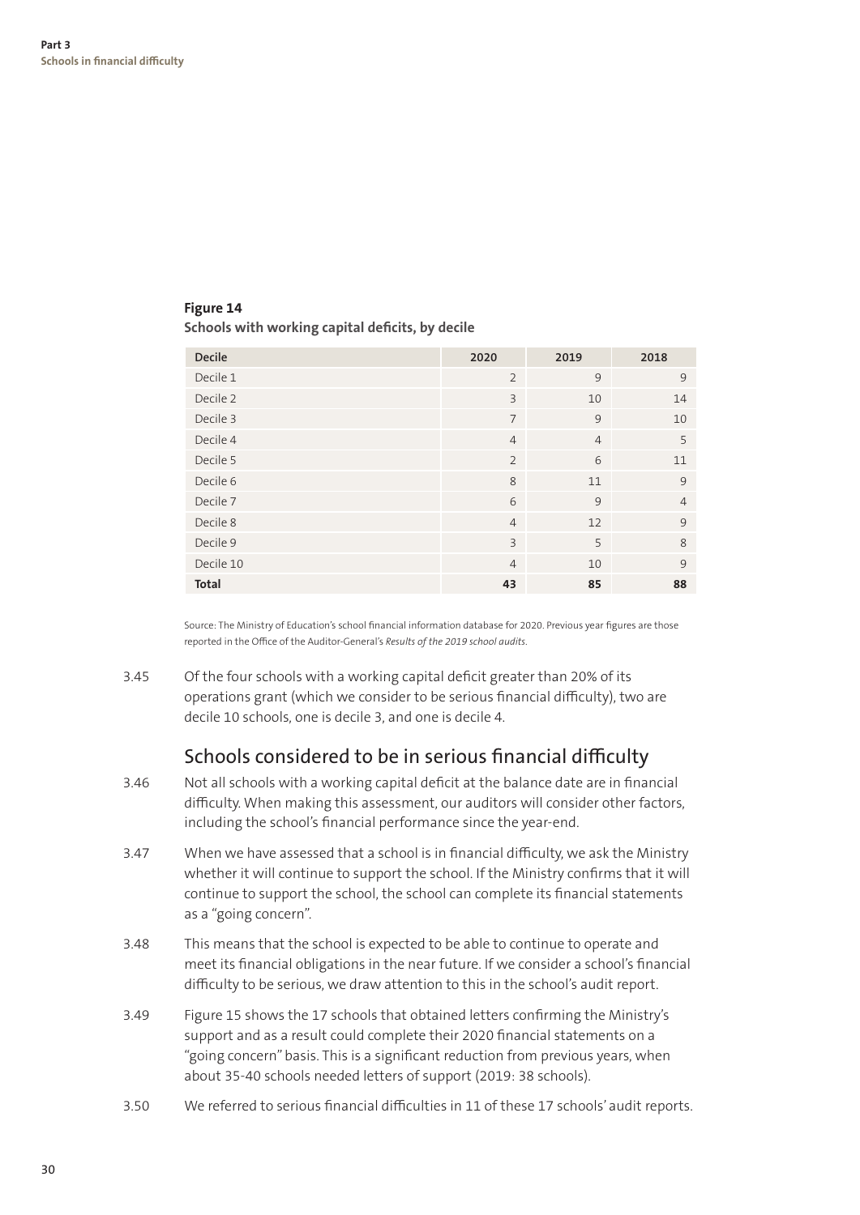**Figure 14**
**Schools with working capital deficits, by decile**

| Decile | 2020 | 2019 | 2018 |
|---|---|---|---|
| Decile 1 | 2 | 9 | 9 |
| Decile 2 | 3 | 10 | 14 |
| Decile 3 | 7 | 9 | 10 |
| Decile 4 | 4 | 4 | 5 |
| Decile 5 | 2 | 6 | 11 |
| Decile 6 | 8 | 11 | 9 |
| Decile 7 | 6 | 9 | 4 |
| Decile 8 | 4 | 12 | 9 |
| Decile 9 | 3 | 5 | 8 |
| Decile 10 | 4 | 10 | 9 |
| **Total** | **43** | **85** | **88** |

Source: The Ministry of Education's school financial information database for 2020. Previous year figures are those reported in the Office of the Auditor-General's *Results of the 2019 school audits*.

3.45 Of the four schools with a working capital deficit greater than 20% of its operations grant (which we consider to be serious financial difficulty), two are decile 10 schools, one is decile 3, and one is decile 4.

## Schools considered to be in serious financial difficulty

3.46 Not all schools with a working capital deficit at the balance date are in financial difficulty. When making this assessment, our auditors will consider other factors, including the school's financial performance since the year-end.

3.47 When we have assessed that a school is in financial difficulty, we ask the Ministry whether it will continue to support the school. If the Ministry confirms that it will continue to support the school, the school can complete its financial statements as a "going concern".

3.48 This means that the school is expected to be able to continue to operate and meet its financial obligations in the near future. If we consider a school's financial difficulty to be serious, we draw attention to this in the school's audit report.

3.49 Figure 15 shows the 17 schools that obtained letters confirming the Ministry's support and as a result could complete their 2020 financial statements on a "going concern" basis. This is a significant reduction from previous years, when about 35-40 schools needed letters of support (2019: 38 schools).

3.50 We referred to serious financial difficulties in 11 of these 17 schools' audit reports.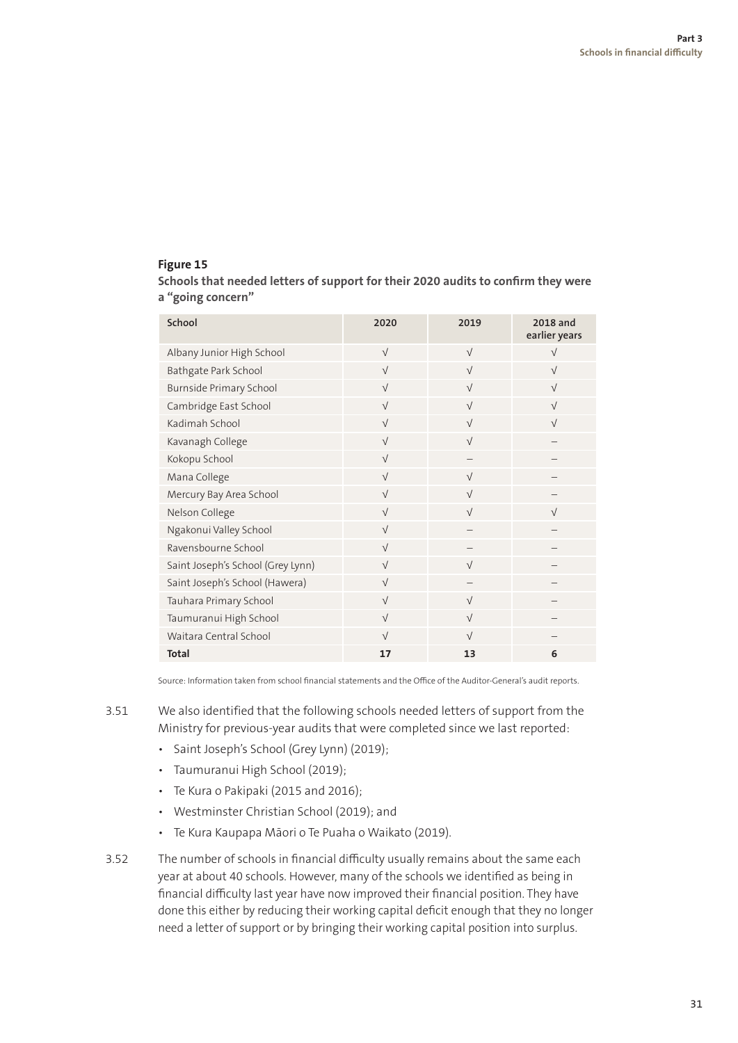**Figure 15**

**Schools that needed letters of support for their 2020 audits to confirm they were a "going concern"**

| School | 2020 | 2019 | 2018 and earlier years |
|---|---|---|---|
| Albany Junior High School | √ | √ | √ |
| Bathgate Park School | √ | √ | √ |
| Burnside Primary School | √ | √ | √ |
| Cambridge East School | √ | √ | √ |
| Kadimah School | √ | √ | √ |
| Kavanagh College | √ | √ | – |
| Kokopu School | √ | – | – |
| Mana College | √ | √ | – |
| Mercury Bay Area School | √ | √ | – |
| Nelson College | √ | √ | √ |
| Ngakonui Valley School | √ | – | – |
| Ravensbourne School | √ | – | – |
| Saint Joseph's School (Grey Lynn) | √ | √ | – |
| Saint Joseph's School (Hawera) | √ | – | – |
| Tauhara Primary School | √ | √ | – |
| Taumuranui High School | √ | √ | – |
| Waitara Central School | √ | √ | – |
| **Total** | **17** | **13** | **6** |

Source: Information taken from school financial statements and the Office of the Auditor-General's audit reports.

3.51 We also identified that the following schools needed letters of support from the Ministry for previous-year audits that were completed since we last reported:

- Saint Joseph's School (Grey Lynn) (2019);
- Taumuranui High School (2019);
- Te Kura o Pakipaki (2015 and 2016);
- Westminster Christian School (2019); and
- Te Kura Kaupapa Māori o Te Puaha o Waikato (2019).

3.52 The number of schools in financial difficulty usually remains about the same each year at about 40 schools. However, many of the schools we identified as being in financial difficulty last year have now improved their financial position. They have done this either by reducing their working capital deficit enough that they no longer need a letter of support or by bringing their working capital position into surplus.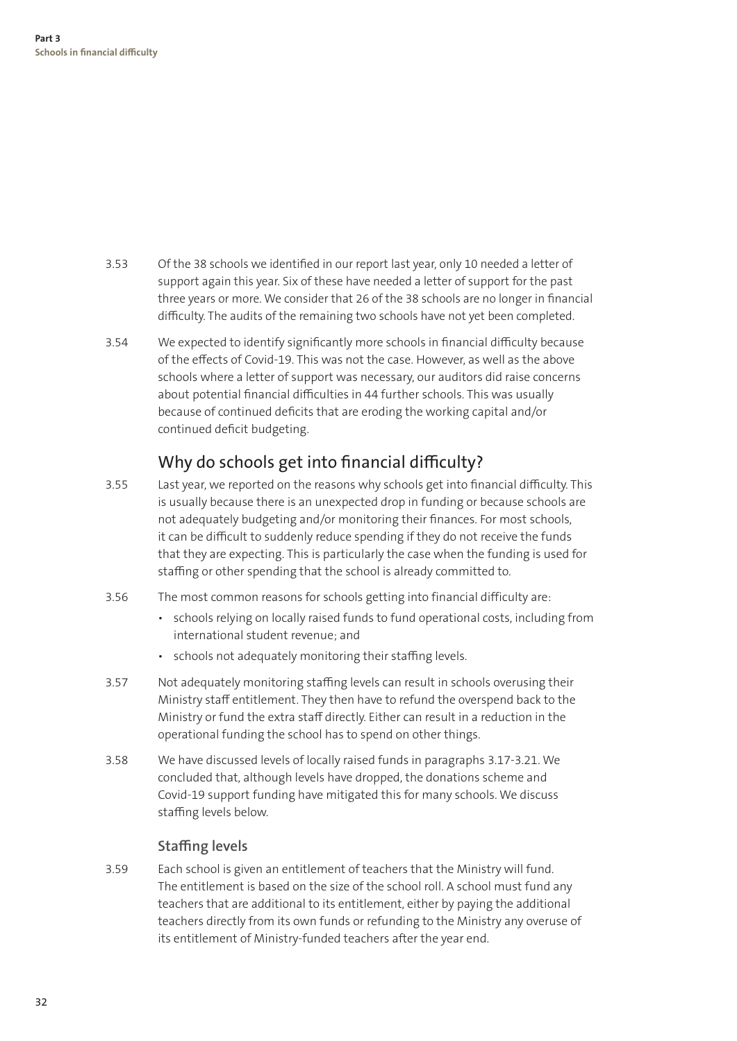3.53 Of the 38 schools we identified in our report last year, only 10 needed a letter of support again this year. Six of these have needed a letter of support for the past three years or more. We consider that 26 of the 38 schools are no longer in financial difficulty. The audits of the remaining two schools have not yet been completed.

3.54 We expected to identify significantly more schools in financial difficulty because of the effects of Covid-19. This was not the case. However, as well as the above schools where a letter of support was necessary, our auditors did raise concerns about potential financial difficulties in 44 further schools. This was usually because of continued deficits that are eroding the working capital and/or continued deficit budgeting.

## Why do schools get into financial difficulty?

3.55 Last year, we reported on the reasons why schools get into financial difficulty. This is usually because there is an unexpected drop in funding or because schools are not adequately budgeting and/or monitoring their finances. For most schools, it can be difficult to suddenly reduce spending if they do not receive the funds that they are expecting. This is particularly the case when the funding is used for staffing or other spending that the school is already committed to.

3.56 The most common reasons for schools getting into financial difficulty are:

- schools relying on locally raised funds to fund operational costs, including from international student revenue; and
- schools not adequately monitoring their staffing levels.

3.57 Not adequately monitoring staffing levels can result in schools overusing their Ministry staff entitlement. They then have to refund the overspend back to the Ministry or fund the extra staff directly. Either can result in a reduction in the operational funding the school has to spend on other things.

3.58 We have discussed levels of locally raised funds in paragraphs 3.17-3.21. We concluded that, although levels have dropped, the donations scheme and Covid-19 support funding have mitigated this for many schools. We discuss staffing levels below.

### Staffing levels

3.59 Each school is given an entitlement of teachers that the Ministry will fund. The entitlement is based on the size of the school roll. A school must fund any teachers that are additional to its entitlement, either by paying the additional teachers directly from its own funds or refunding to the Ministry any overuse of its entitlement of Ministry-funded teachers after the year end.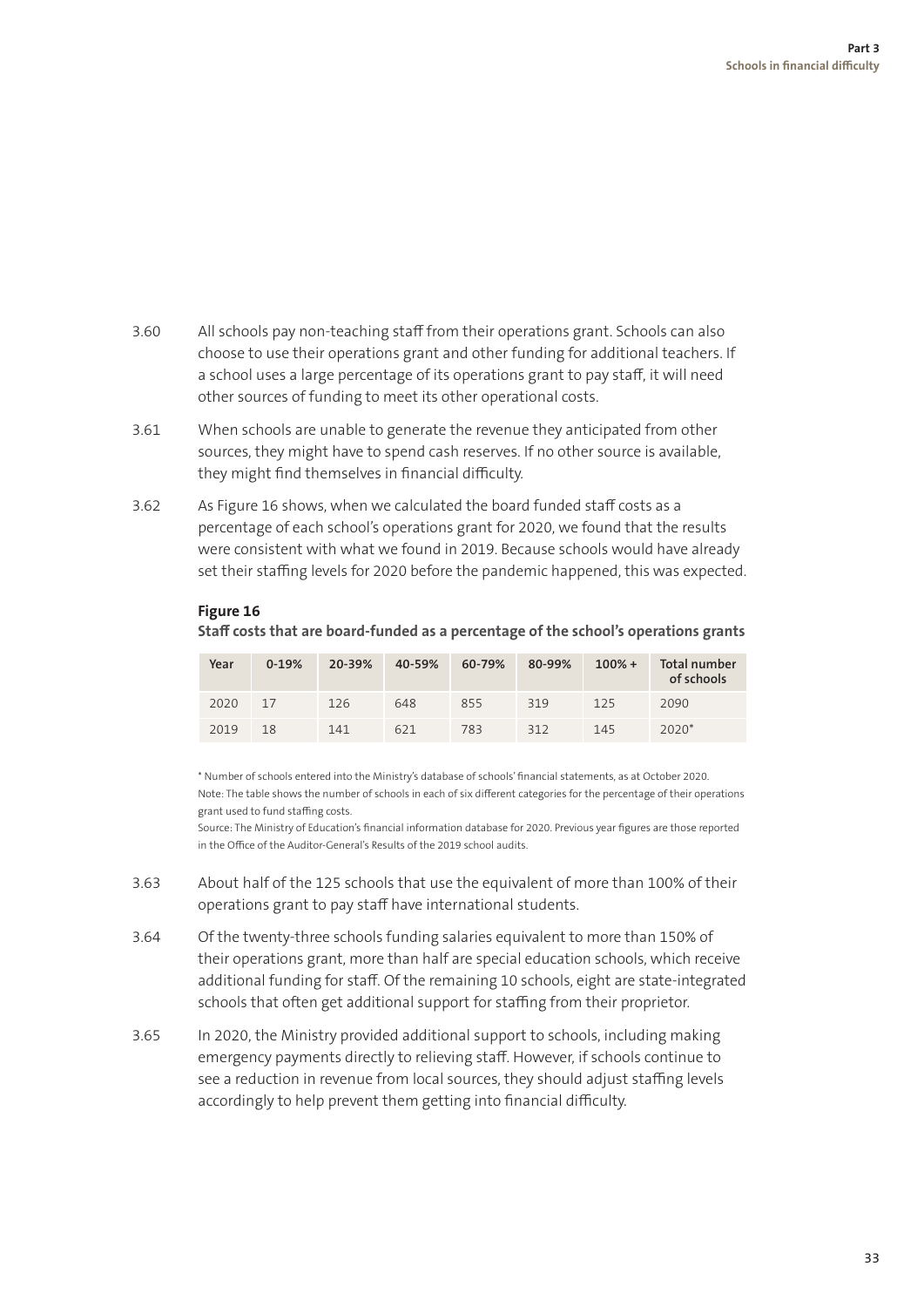3.60 All schools pay non-teaching staff from their operations grant. Schools can also choose to use their operations grant and other funding for additional teachers. If a school uses a large percentage of its operations grant to pay staff, it will need other sources of funding to meet its other operational costs.

3.61 When schools are unable to generate the revenue they anticipated from other sources, they might have to spend cash reserves. If no other source is available, they might find themselves in financial difficulty.

3.62 As Figure 16 shows, when we calculated the board funded staff costs as a percentage of each school's operations grant for 2020, we found that the results were consistent with what we found in 2019. Because schools would have already set their staffing levels for 2020 before the pandemic happened, this was expected.

**Figure 16**
**Staff costs that are board-funded as a percentage of the school's operations grants**

| Year | 0-19% | 20-39% | 40-59% | 60-79% | 80-99% | 100% + | Total number of schools |
|---|---|---|---|---|---|---|---|
| 2020 | 17 | 126 | 648 | 855 | 319 | 125 | 2090 |
| 2019 | 18 | 141 | 621 | 783 | 312 | 145 | 2020* |

\* Number of schools entered into the Ministry's database of schools' financial statements, as at October 2020.
Note: The table shows the number of schools in each of six different categories for the percentage of their operations grant used to fund staffing costs.
Source: The Ministry of Education's financial information database for 2020. Previous year figures are those reported in the Office of the Auditor-General's Results of the 2019 school audits.

3.63 About half of the 125 schools that use the equivalent of more than 100% of their operations grant to pay staff have international students.

3.64 Of the twenty-three schools funding salaries equivalent to more than 150% of their operations grant, more than half are special education schools, which receive additional funding for staff. Of the remaining 10 schools, eight are state-integrated schools that often get additional support for staffing from their proprietor.

3.65 In 2020, the Ministry provided additional support to schools, including making emergency payments directly to relieving staff. However, if schools continue to see a reduction in revenue from local sources, they should adjust staffing levels accordingly to help prevent them getting into financial difficulty.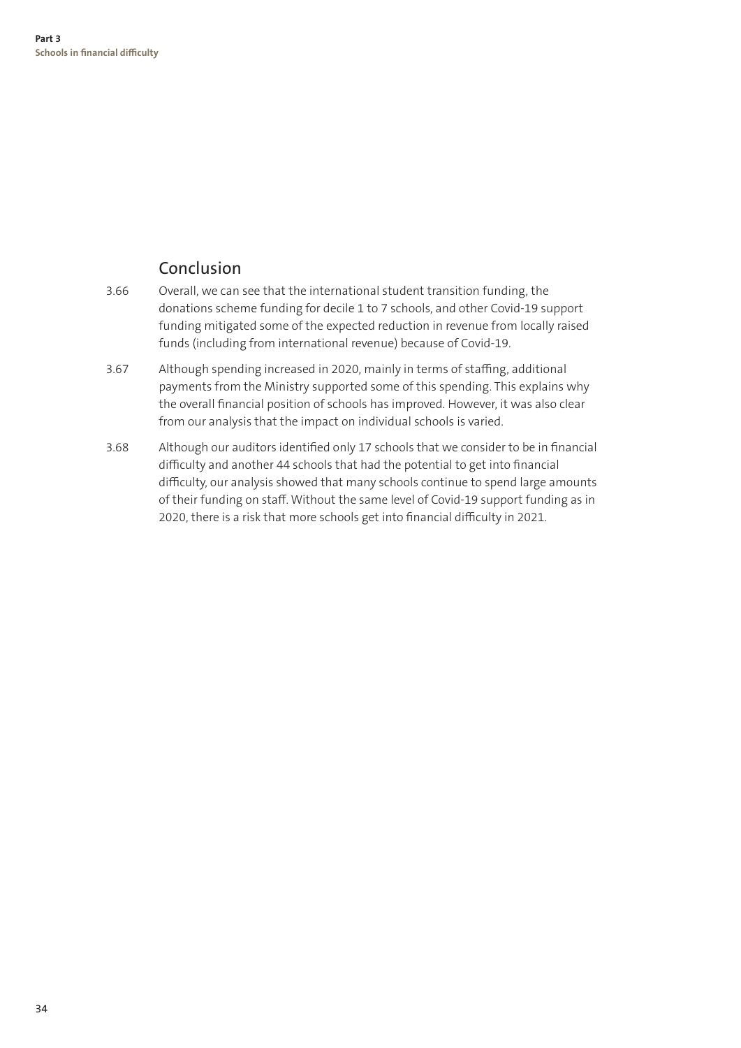## Conclusion

3.66 Overall, we can see that the international student transition funding, the donations scheme funding for decile 1 to 7 schools, and other Covid-19 support funding mitigated some of the expected reduction in revenue from locally raised funds (including from international revenue) because of Covid-19.

3.67 Although spending increased in 2020, mainly in terms of staffing, additional payments from the Ministry supported some of this spending. This explains why the overall financial position of schools has improved. However, it was also clear from our analysis that the impact on individual schools is varied.

3.68 Although our auditors identified only 17 schools that we consider to be in financial difficulty and another 44 schools that had the potential to get into financial difficulty, our analysis showed that many schools continue to spend large amounts of their funding on staff. Without the same level of Covid-19 support funding as in 2020, there is a risk that more schools get into financial difficulty in 2021.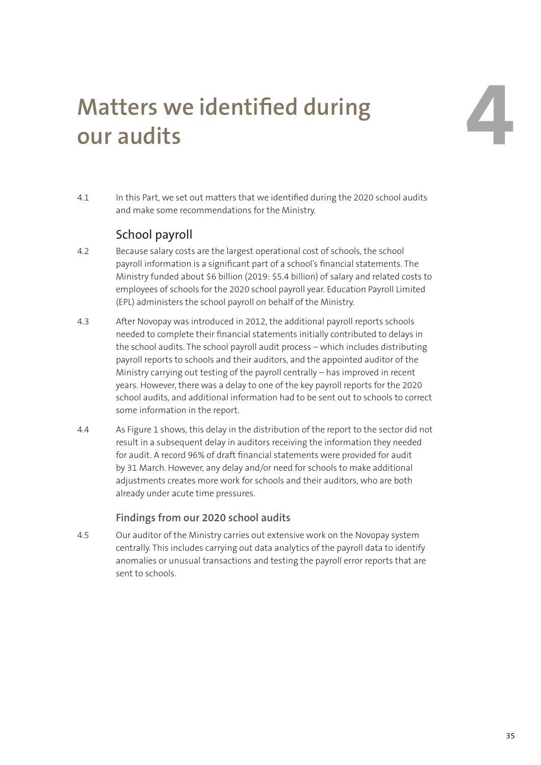# Matters we identified during our audits

4

4.1 In this Part, we set out matters that we identified during the 2020 school audits and make some recommendations for the Ministry.

## School payroll

4.2 Because salary costs are the largest operational cost of schools, the school payroll information is a significant part of a school's financial statements. The Ministry funded about $6 billion (2019: $5.4 billion) of salary and related costs to employees of schools for the 2020 school payroll year. Education Payroll Limited (EPL) administers the school payroll on behalf of the Ministry.

4.3 After Novopay was introduced in 2012, the additional payroll reports schools needed to complete their financial statements initially contributed to delays in the school audits. The school payroll audit process – which includes distributing payroll reports to schools and their auditors, and the appointed auditor of the Ministry carrying out testing of the payroll centrally – has improved in recent years. However, there was a delay to one of the key payroll reports for the 2020 school audits, and additional information had to be sent out to schools to correct some information in the report.

4.4 As Figure 1 shows, this delay in the distribution of the report to the sector did not result in a subsequent delay in auditors receiving the information they needed for audit. A record 96% of draft financial statements were provided for audit by 31 March. However, any delay and/or need for schools to make additional adjustments creates more work for schools and their auditors, who are both already under acute time pressures.

### Findings from our 2020 school audits

4.5 Our auditor of the Ministry carries out extensive work on the Novopay system centrally. This includes carrying out data analytics of the payroll data to identify anomalies or unusual transactions and testing the payroll error reports that are sent to schools.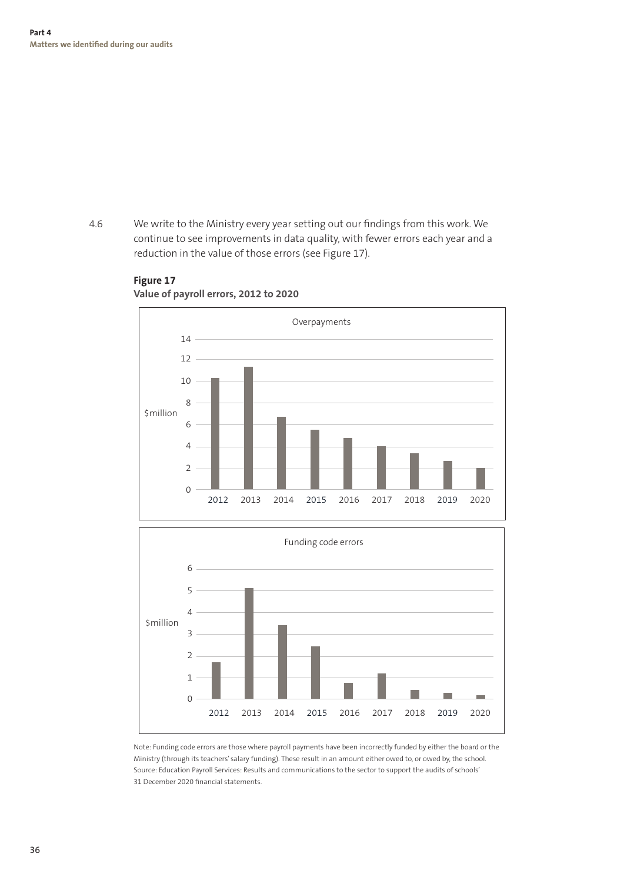4.6 We write to the Ministry every year setting out our findings from this work. We continue to see improvements in data quality, with fewer errors each year and a reduction in the value of those errors (see Figure 17).

**Figure 17**
**Value of payroll errors, 2012 to 2020**

Note: Funding code errors are those where payroll payments have been incorrectly funded by either the board or the Ministry (through its teachers' salary funding). These result in an amount either owed to, or owed by, the school.
Source: Education Payroll Services: Results and communications to the sector to support the audits of schools' 31 December 2020 financial statements.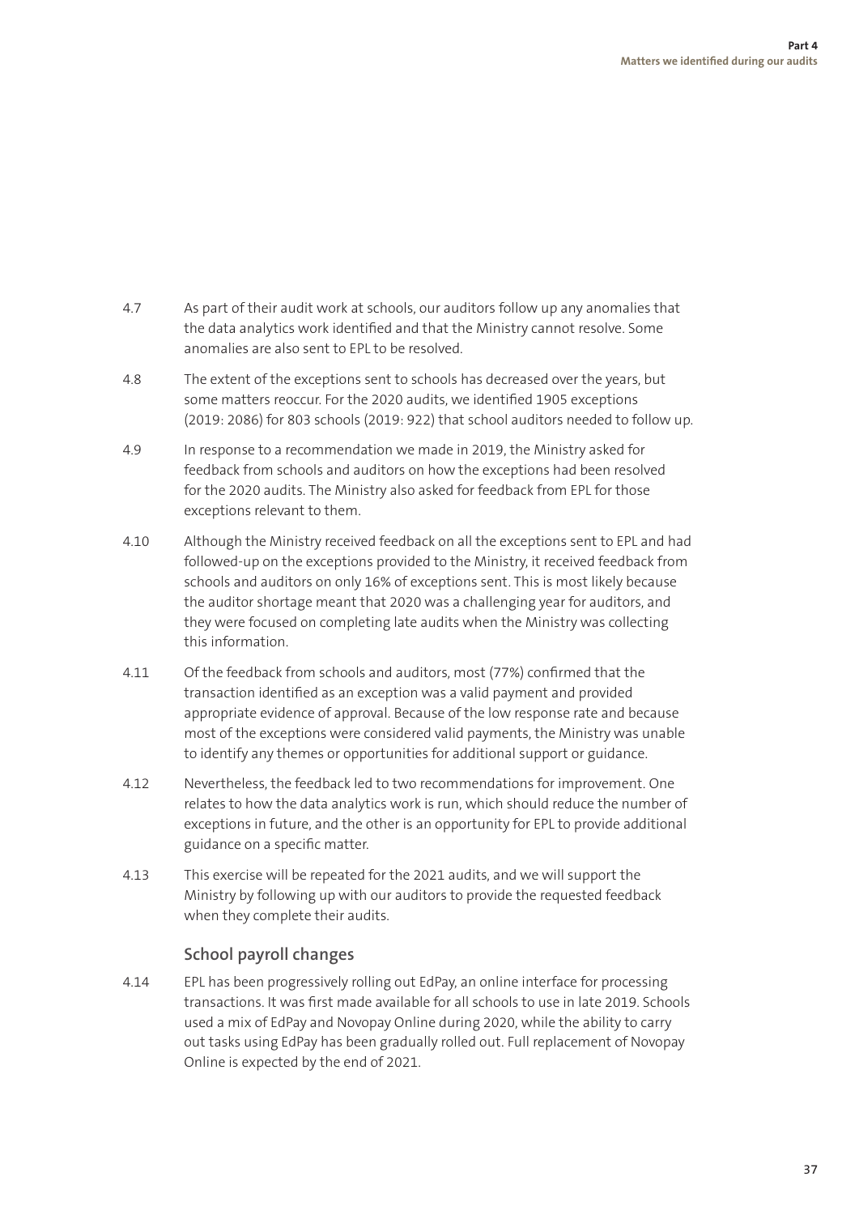4.7 As part of their audit work at schools, our auditors follow up any anomalies that the data analytics work identified and that the Ministry cannot resolve. Some anomalies are also sent to EPL to be resolved.

4.8 The extent of the exceptions sent to schools has decreased over the years, but some matters reoccur. For the 2020 audits, we identified 1905 exceptions (2019: 2086) for 803 schools (2019: 922) that school auditors needed to follow up.

4.9 In response to a recommendation we made in 2019, the Ministry asked for feedback from schools and auditors on how the exceptions had been resolved for the 2020 audits. The Ministry also asked for feedback from EPL for those exceptions relevant to them.

4.10 Although the Ministry received feedback on all the exceptions sent to EPL and had followed-up on the exceptions provided to the Ministry, it received feedback from schools and auditors on only 16% of exceptions sent. This is most likely because the auditor shortage meant that 2020 was a challenging year for auditors, and they were focused on completing late audits when the Ministry was collecting this information.

4.11 Of the feedback from schools and auditors, most (77%) confirmed that the transaction identified as an exception was a valid payment and provided appropriate evidence of approval. Because of the low response rate and because most of the exceptions were considered valid payments, the Ministry was unable to identify any themes or opportunities for additional support or guidance.

4.12 Nevertheless, the feedback led to two recommendations for improvement. One relates to how the data analytics work is run, which should reduce the number of exceptions in future, and the other is an opportunity for EPL to provide additional guidance on a specific matter.

4.13 This exercise will be repeated for the 2021 audits, and we will support the Ministry by following up with our auditors to provide the requested feedback when they complete their audits.

### School payroll changes

4.14 EPL has been progressively rolling out EdPay, an online interface for processing transactions. It was first made available for all schools to use in late 2019. Schools used a mix of EdPay and Novopay Online during 2020, while the ability to carry out tasks using EdPay has been gradually rolled out. Full replacement of Novopay Online is expected by the end of 2021.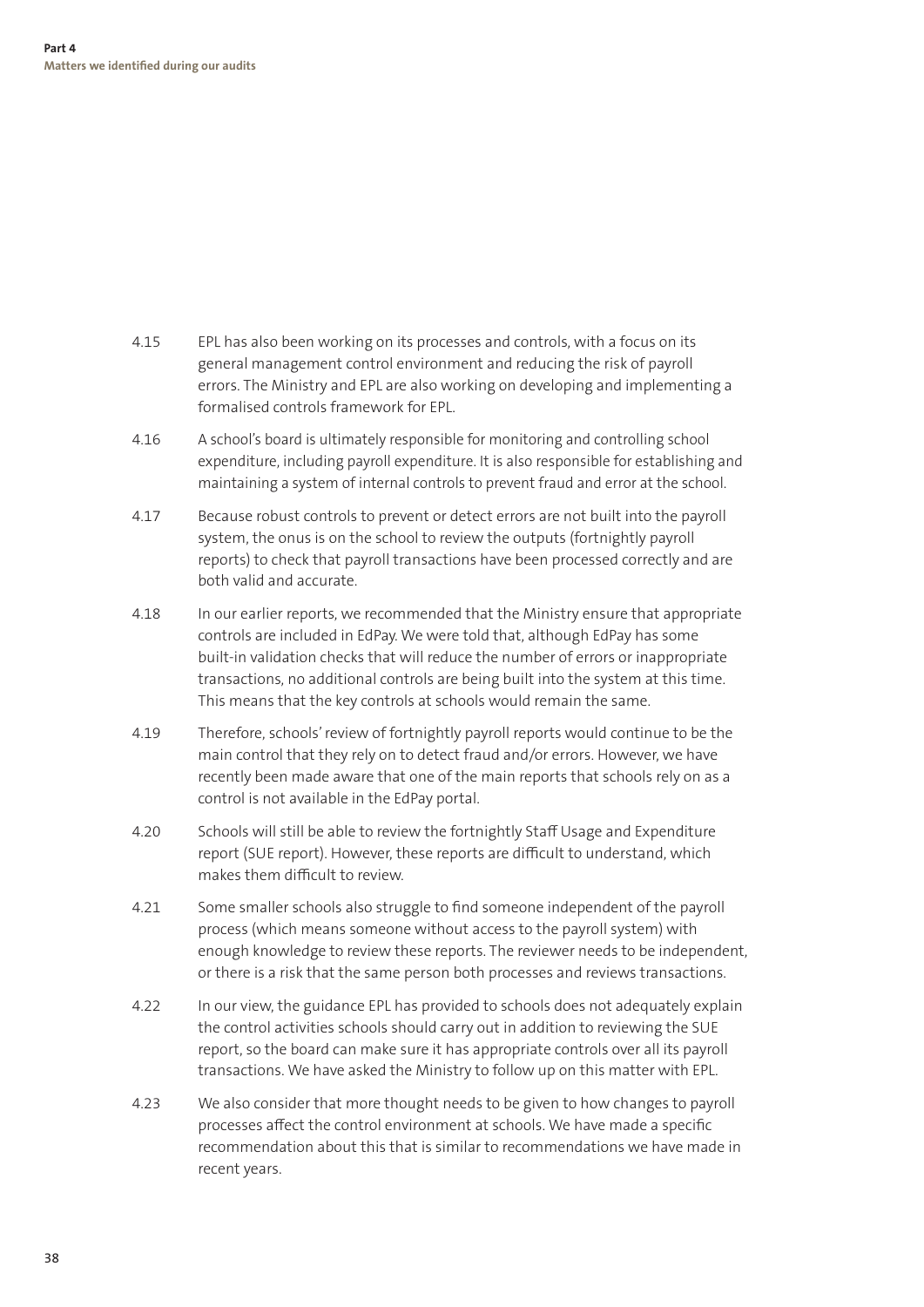4.15 EPL has also been working on its processes and controls, with a focus on its general management control environment and reducing the risk of payroll errors. The Ministry and EPL are also working on developing and implementing a formalised controls framework for EPL.

4.16 A school's board is ultimately responsible for monitoring and controlling school expenditure, including payroll expenditure. It is also responsible for establishing and maintaining a system of internal controls to prevent fraud and error at the school.

4.17 Because robust controls to prevent or detect errors are not built into the payroll system, the onus is on the school to review the outputs (fortnightly payroll reports) to check that payroll transactions have been processed correctly and are both valid and accurate.

4.18 In our earlier reports, we recommended that the Ministry ensure that appropriate controls are included in EdPay. We were told that, although EdPay has some built-in validation checks that will reduce the number of errors or inappropriate transactions, no additional controls are being built into the system at this time. This means that the key controls at schools would remain the same.

4.19 Therefore, schools' review of fortnightly payroll reports would continue to be the main control that they rely on to detect fraud and/or errors. However, we have recently been made aware that one of the main reports that schools rely on as a control is not available in the EdPay portal.

4.20 Schools will still be able to review the fortnightly Staff Usage and Expenditure report (SUE report). However, these reports are difficult to understand, which makes them difficult to review.

4.21 Some smaller schools also struggle to find someone independent of the payroll process (which means someone without access to the payroll system) with enough knowledge to review these reports. The reviewer needs to be independent, or there is a risk that the same person both processes and reviews transactions.

4.22 In our view, the guidance EPL has provided to schools does not adequately explain the control activities schools should carry out in addition to reviewing the SUE report, so the board can make sure it has appropriate controls over all its payroll transactions. We have asked the Ministry to follow up on this matter with EPL.

4.23 We also consider that more thought needs to be given to how changes to payroll processes affect the control environment at schools. We have made a specific recommendation about this that is similar to recommendations we have made in recent years.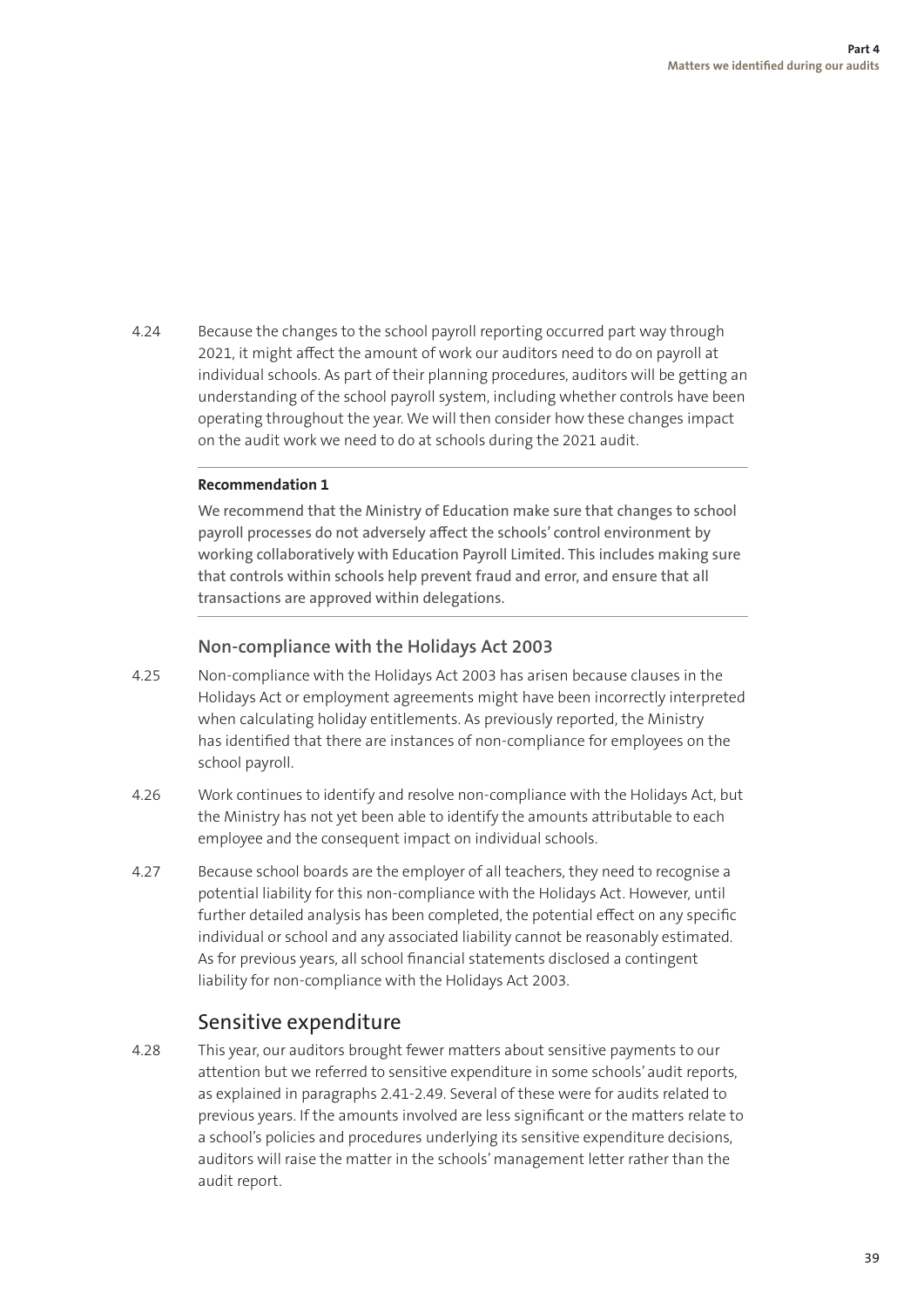4.24 Because the changes to the school payroll reporting occurred part way through 2021, it might affect the amount of work our auditors need to do on payroll at individual schools. As part of their planning procedures, auditors will be getting an understanding of the school payroll system, including whether controls have been operating throughout the year. We will then consider how these changes impact on the audit work we need to do at schools during the 2021 audit.

---

**Recommendation 1**

We recommend that the Ministry of Education make sure that changes to school payroll processes do not adversely affect the schools' control environment by working collaboratively with Education Payroll Limited. This includes making sure that controls within schools help prevent fraud and error, and ensure that all transactions are approved within delegations.

---

### Non-compliance with the Holidays Act 2003

4.25 Non-compliance with the Holidays Act 2003 has arisen because clauses in the Holidays Act or employment agreements might have been incorrectly interpreted when calculating holiday entitlements. As previously reported, the Ministry has identified that there are instances of non-compliance for employees on the school payroll.

4.26 Work continues to identify and resolve non-compliance with the Holidays Act, but the Ministry has not yet been able to identify the amounts attributable to each employee and the consequent impact on individual schools.

4.27 Because school boards are the employer of all teachers, they need to recognise a potential liability for this non-compliance with the Holidays Act. However, until further detailed analysis has been completed, the potential effect on any specific individual or school and any associated liability cannot be reasonably estimated. As for previous years, all school financial statements disclosed a contingent liability for non-compliance with the Holidays Act 2003.

## Sensitive expenditure

4.28 This year, our auditors brought fewer matters about sensitive payments to our attention but we referred to sensitive expenditure in some schools' audit reports, as explained in paragraphs 2.41-2.49. Several of these were for audits related to previous years. If the amounts involved are less significant or the matters relate to a school's policies and procedures underlying its sensitive expenditure decisions, auditors will raise the matter in the schools' management letter rather than the audit report.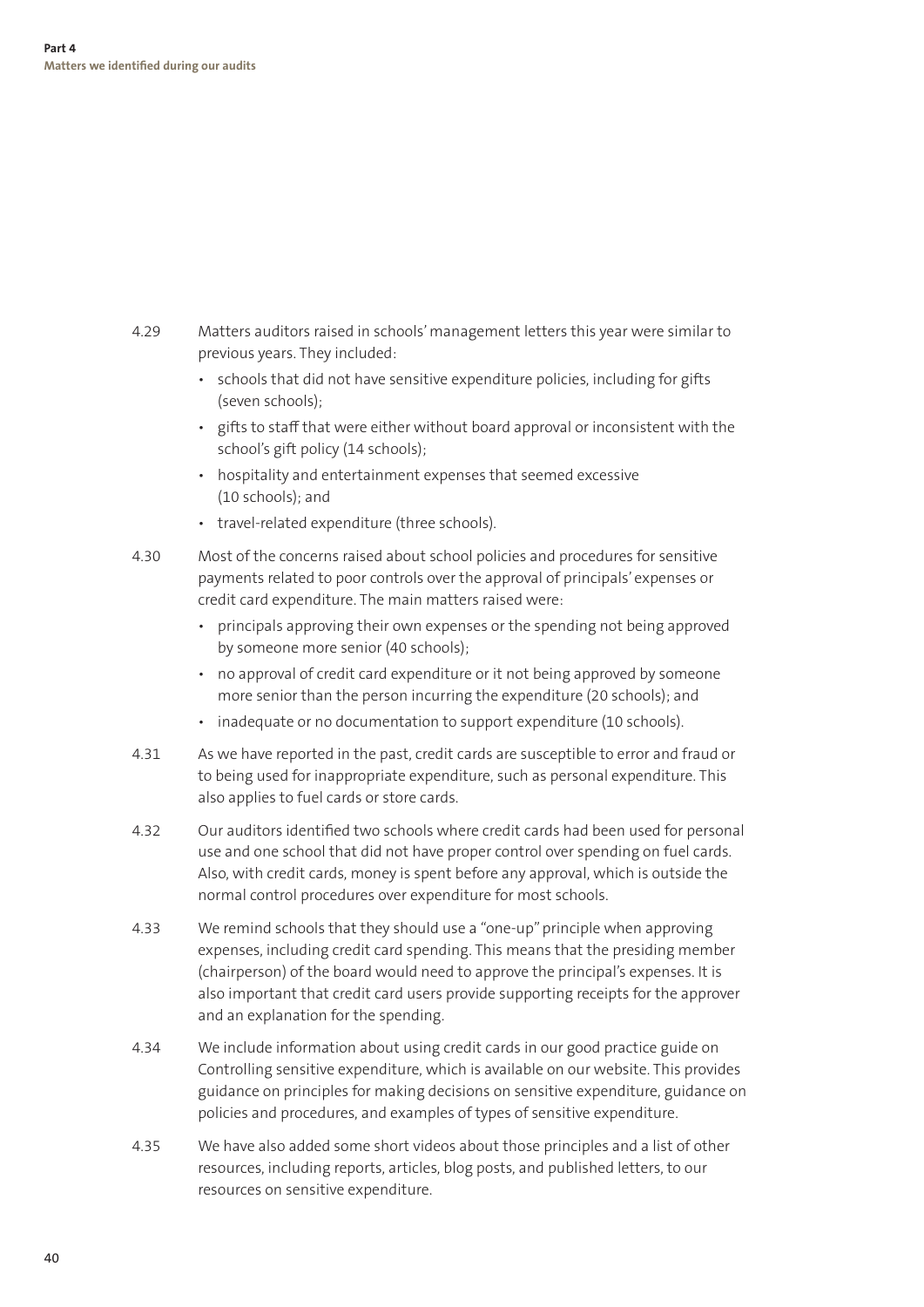4.29 Matters auditors raised in schools' management letters this year were similar to previous years. They included:

- schools that did not have sensitive expenditure policies, including for gifts (seven schools);
- gifts to staff that were either without board approval or inconsistent with the school's gift policy (14 schools);
- hospitality and entertainment expenses that seemed excessive (10 schools); and
- travel-related expenditure (three schools).

4.30 Most of the concerns raised about school policies and procedures for sensitive payments related to poor controls over the approval of principals' expenses or credit card expenditure. The main matters raised were:

- principals approving their own expenses or the spending not being approved by someone more senior (40 schools);
- no approval of credit card expenditure or it not being approved by someone more senior than the person incurring the expenditure (20 schools); and
- inadequate or no documentation to support expenditure (10 schools).

4.31 As we have reported in the past, credit cards are susceptible to error and fraud or to being used for inappropriate expenditure, such as personal expenditure. This also applies to fuel cards or store cards.

4.32 Our auditors identified two schools where credit cards had been used for personal use and one school that did not have proper control over spending on fuel cards. Also, with credit cards, money is spent before any approval, which is outside the normal control procedures over expenditure for most schools.

4.33 We remind schools that they should use a "one-up" principle when approving expenses, including credit card spending. This means that the presiding member (chairperson) of the board would need to approve the principal's expenses. It is also important that credit card users provide supporting receipts for the approver and an explanation for the spending.

4.34 We include information about using credit cards in our good practice guide on Controlling sensitive expenditure, which is available on our website. This provides guidance on principles for making decisions on sensitive expenditure, guidance on policies and procedures, and examples of types of sensitive expenditure.

4.35 We have also added some short videos about those principles and a list of other resources, including reports, articles, blog posts, and published letters, to our resources on sensitive expenditure.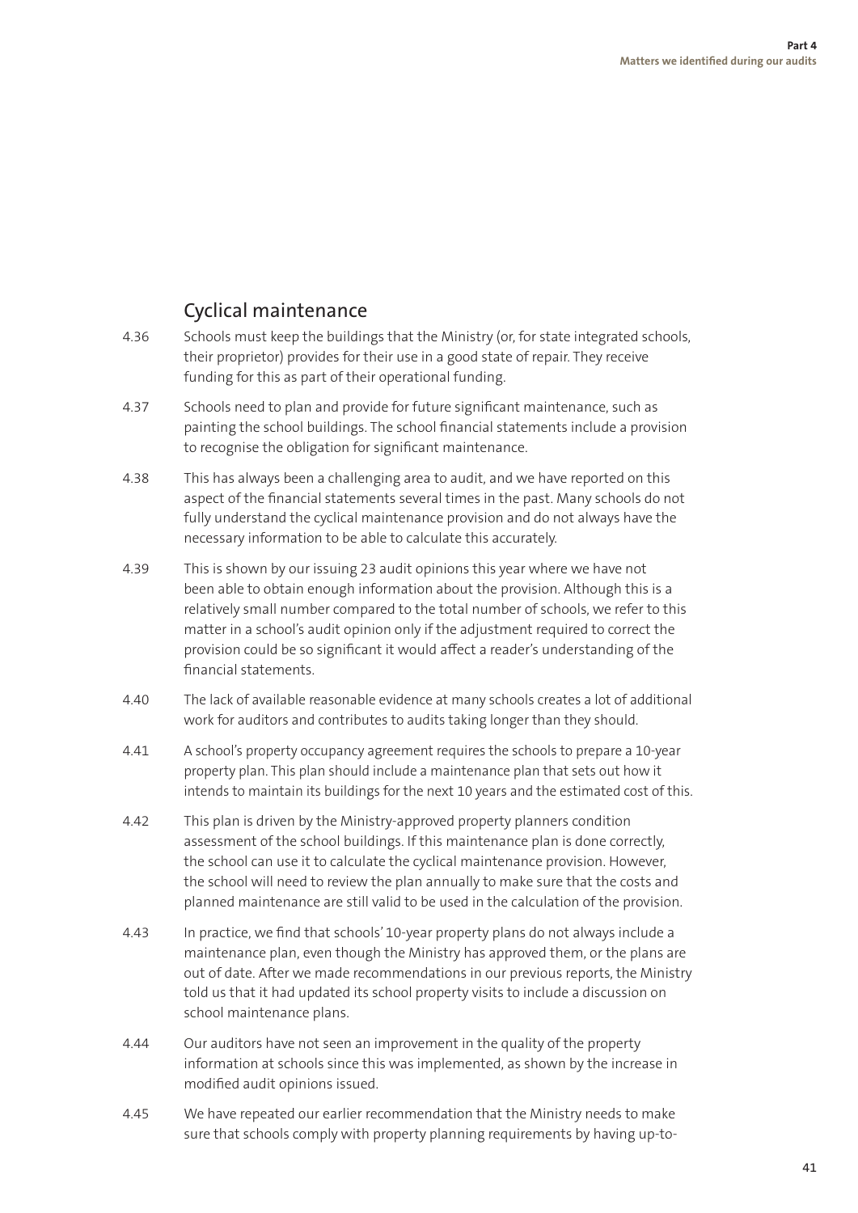## Cyclical maintenance

4.36 Schools must keep the buildings that the Ministry (or, for state integrated schools, their proprietor) provides for their use in a good state of repair. They receive funding for this as part of their operational funding.

4.37 Schools need to plan and provide for future significant maintenance, such as painting the school buildings. The school financial statements include a provision to recognise the obligation for significant maintenance.

4.38 This has always been a challenging area to audit, and we have reported on this aspect of the financial statements several times in the past. Many schools do not fully understand the cyclical maintenance provision and do not always have the necessary information to be able to calculate this accurately.

4.39 This is shown by our issuing 23 audit opinions this year where we have not been able to obtain enough information about the provision. Although this is a relatively small number compared to the total number of schools, we refer to this matter in a school's audit opinion only if the adjustment required to correct the provision could be so significant it would affect a reader's understanding of the financial statements.

4.40 The lack of available reasonable evidence at many schools creates a lot of additional work for auditors and contributes to audits taking longer than they should.

4.41 A school's property occupancy agreement requires the schools to prepare a 10-year property plan. This plan should include a maintenance plan that sets out how it intends to maintain its buildings for the next 10 years and the estimated cost of this.

4.42 This plan is driven by the Ministry-approved property planners condition assessment of the school buildings. If this maintenance plan is done correctly, the school can use it to calculate the cyclical maintenance provision. However, the school will need to review the plan annually to make sure that the costs and planned maintenance are still valid to be used in the calculation of the provision.

4.43 In practice, we find that schools' 10-year property plans do not always include a maintenance plan, even though the Ministry has approved them, or the plans are out of date. After we made recommendations in our previous reports, the Ministry told us that it had updated its school property visits to include a discussion on school maintenance plans.

4.44 Our auditors have not seen an improvement in the quality of the property information at schools since this was implemented, as shown by the increase in modified audit opinions issued.

4.45 We have repeated our earlier recommendation that the Ministry needs to make sure that schools comply with property planning requirements by having up-to-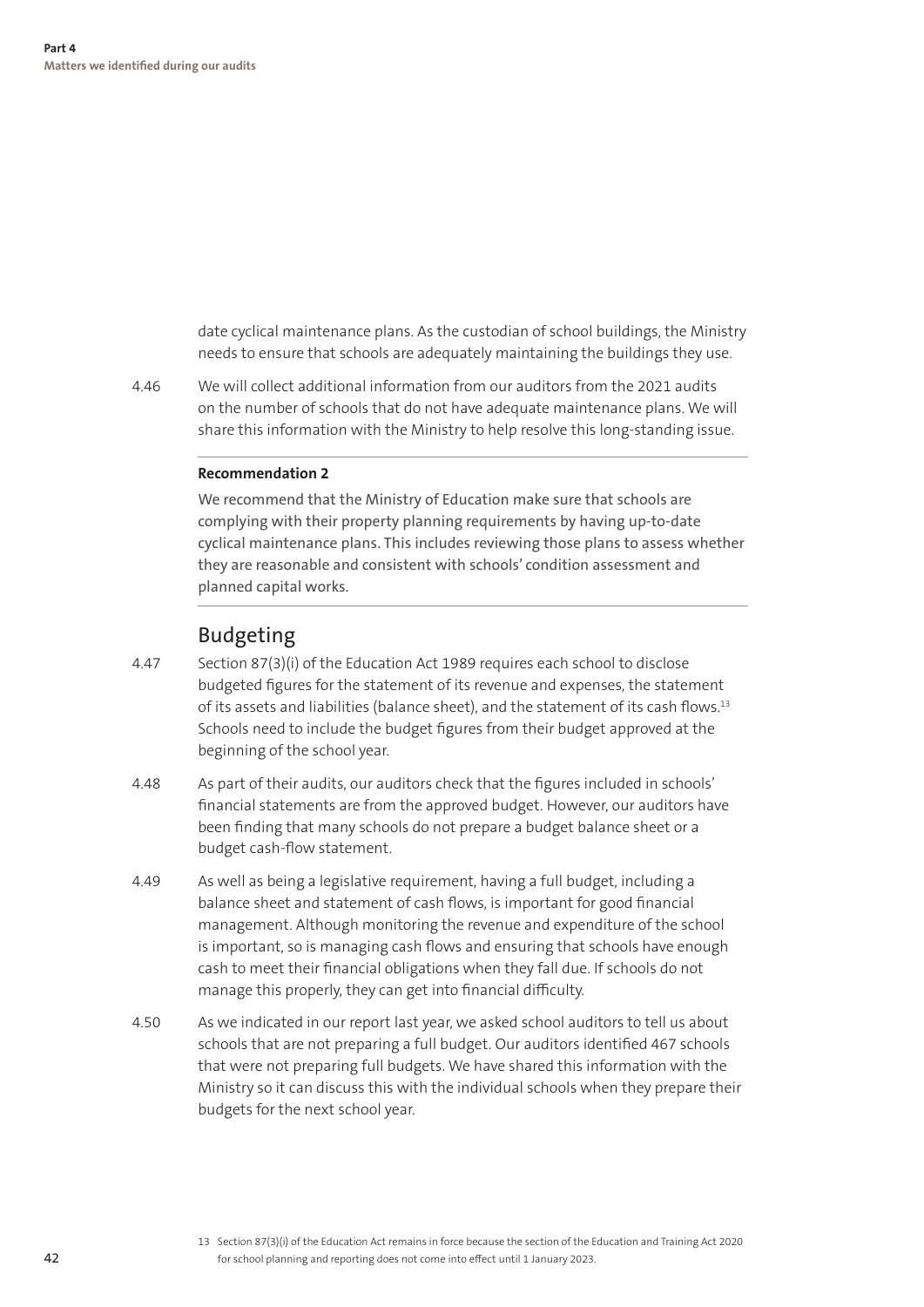date cyclical maintenance plans. As the custodian of school buildings, the Ministry needs to ensure that schools are adequately maintaining the buildings they use.

4.46 We will collect additional information from our auditors from the 2021 audits on the number of schools that do not have adequate maintenance plans. We will share this information with the Ministry to help resolve this long-standing issue.

---

**Recommendation 2**

We recommend that the Ministry of Education make sure that schools are complying with their property planning requirements by having up-to-date cyclical maintenance plans. This includes reviewing those plans to assess whether they are reasonable and consistent with schools' condition assessment and planned capital works.

---

## Budgeting

4.47 Section 87(3)(i) of the Education Act 1989 requires each school to disclose budgeted figures for the statement of its revenue and expenses, the statement of its assets and liabilities (balance sheet), and the statement of its cash flows.[13] Schools need to include the budget figures from their budget approved at the beginning of the school year.

4.48 As part of their audits, our auditors check that the figures included in schools' financial statements are from the approved budget. However, our auditors have been finding that many schools do not prepare a budget balance sheet or a budget cash-flow statement.

4.49 As well as being a legislative requirement, having a full budget, including a balance sheet and statement of cash flows, is important for good financial management. Although monitoring the revenue and expenditure of the school is important, so is managing cash flows and ensuring that schools have enough cash to meet their financial obligations when they fall due. If schools do not manage this properly, they can get into financial difficulty.

4.50 As we indicated in our report last year, we asked school auditors to tell us about schools that are not preparing a full budget. Our auditors identified 467 schools that were not preparing full budgets. We have shared this information with the Ministry so it can discuss this with the individual schools when they prepare their budgets for the next school year.

[13] Section 87(3)(i) of the Education Act remains in force because the section of the Education and Training Act 2020 for school planning and reporting does not come into effect until 1 January 2023.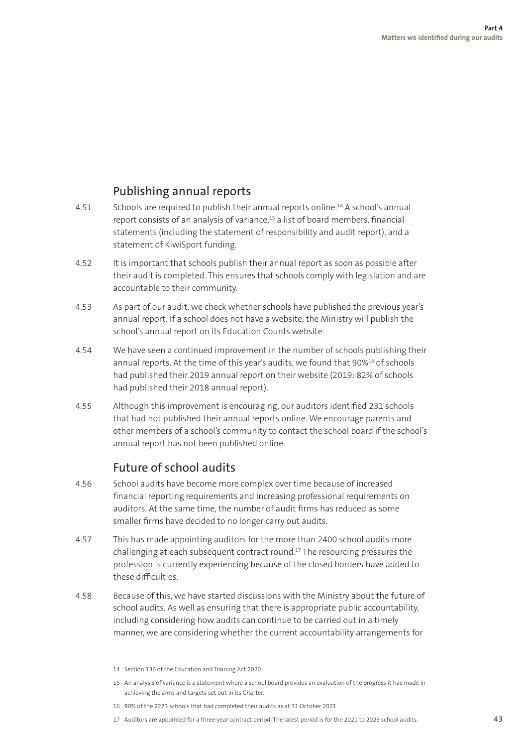## Publishing annual reports

4.51 Schools are required to publish their annual reports online.[14] A school's annual report consists of an analysis of variance,[15] a list of board members, financial statements (including the statement of responsibility and audit report), and a statement of KiwiSport funding.

4.52 It is important that schools publish their annual report as soon as possible after their audit is completed. This ensures that schools comply with legislation and are accountable to their community.

4.53 As part of our audit, we check whether schools have published the previous year's annual report. If a school does not have a website, the Ministry will publish the school's annual report on its Education Counts website.

4.54 We have seen a continued improvement in the number of schools publishing their annual reports. At the time of this year's audits, we found that 90%[16] of schools had published their 2019 annual report on their website (2019: 82% of schools had published their 2018 annual report).

4.55 Although this improvement is encouraging, our auditors identified 231 schools that had not published their annual reports online. We encourage parents and other members of a school's community to contact the school board if the school's annual report has not been published online.

## Future of school audits

4.56 School audits have become more complex over time because of increased financial reporting requirements and increasing professional requirements on auditors. At the same time, the number of audit firms has reduced as some smaller firms have decided to no longer carry out audits.

4.57 This has made appointing auditors for the more than 2400 school audits more challenging at each subsequent contract round.[17] The resourcing pressures the profession is currently experiencing because of the closed borders have added to these difficulties.

4.58 Because of this, we have started discussions with the Ministry about the future of school audits. As well as ensuring that there is appropriate public accountability, including considering how audits can continue to be carried out in a timely manner, we are considering whether the current accountability arrangements for

14 Section 136 of the Education and Training Act 2020.

15 An analysis of variance is a statement where a school board provides an evaluation of the progress it has made in achieving the aims and targets set out in its Charter.

16 90% of the 2273 schools that had completed their audits as at 31 October 2021.

17 Auditors are appointed for a three-year contract period. The latest period is for the 2021 to 2023 school audits.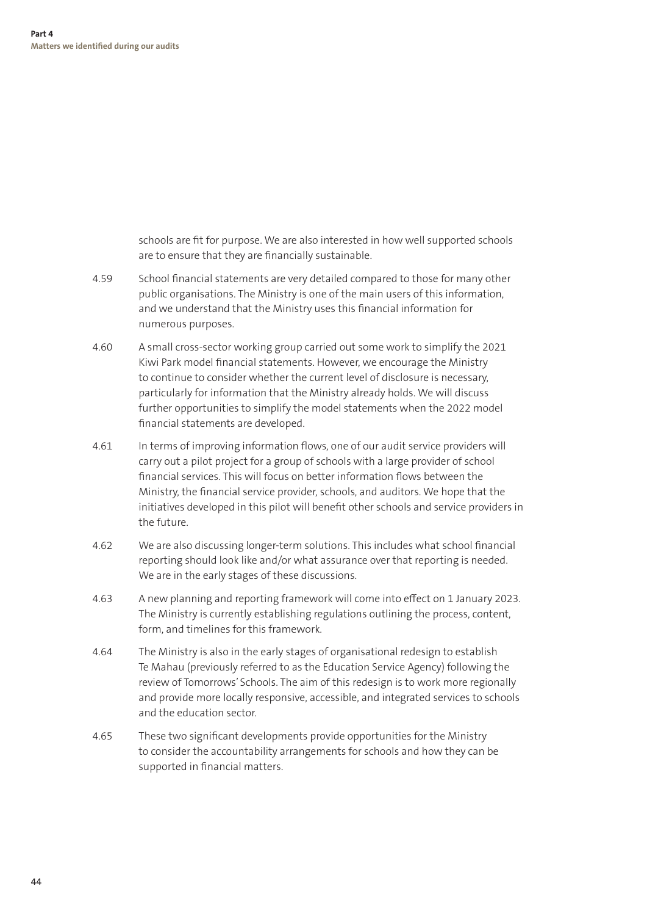schools are fit for purpose. We are also interested in how well supported schools are to ensure that they are financially sustainable.

4.59 School financial statements are very detailed compared to those for many other public organisations. The Ministry is one of the main users of this information, and we understand that the Ministry uses this financial information for numerous purposes.

4.60 A small cross-sector working group carried out some work to simplify the 2021 Kiwi Park model financial statements. However, we encourage the Ministry to continue to consider whether the current level of disclosure is necessary, particularly for information that the Ministry already holds. We will discuss further opportunities to simplify the model statements when the 2022 model financial statements are developed.

4.61 In terms of improving information flows, one of our audit service providers will carry out a pilot project for a group of schools with a large provider of school financial services. This will focus on better information flows between the Ministry, the financial service provider, schools, and auditors. We hope that the initiatives developed in this pilot will benefit other schools and service providers in the future.

4.62 We are also discussing longer-term solutions. This includes what school financial reporting should look like and/or what assurance over that reporting is needed. We are in the early stages of these discussions.

4.63 A new planning and reporting framework will come into effect on 1 January 2023. The Ministry is currently establishing regulations outlining the process, content, form, and timelines for this framework.

4.64 The Ministry is also in the early stages of organisational redesign to establish Te Mahau (previously referred to as the Education Service Agency) following the review of Tomorrows' Schools. The aim of this redesign is to work more regionally and provide more locally responsive, accessible, and integrated services to schools and the education sector.

4.65 These two significant developments provide opportunities for the Ministry to consider the accountability arrangements for schools and how they can be supported in financial matters.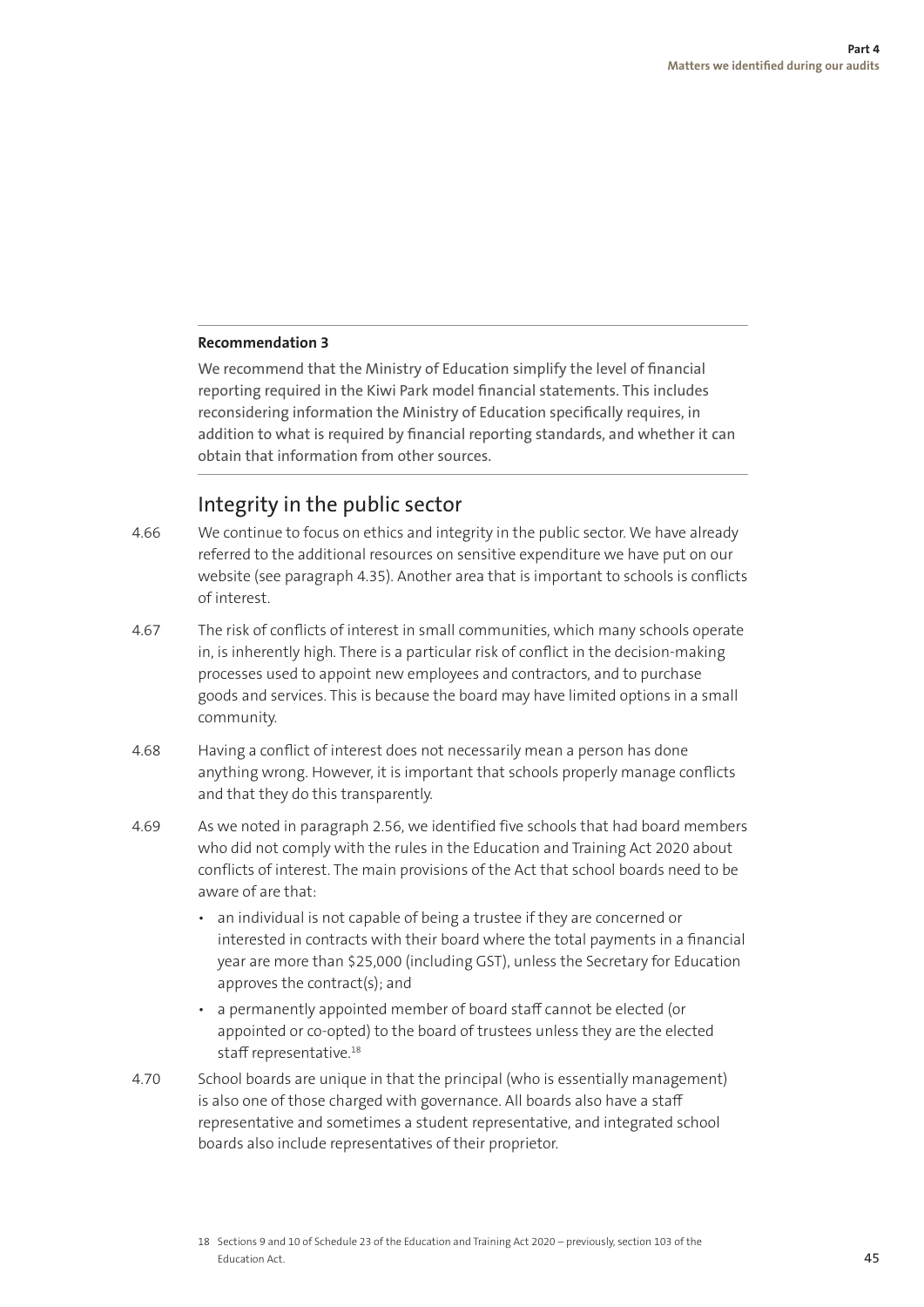**Recommendation 3**

We recommend that the Ministry of Education simplify the level of financial reporting required in the Kiwi Park model financial statements. This includes reconsidering information the Ministry of Education specifically requires, in addition to what is required by financial reporting standards, and whether it can obtain that information from other sources.

## Integrity in the public sector

4.66 We continue to focus on ethics and integrity in the public sector. We have already referred to the additional resources on sensitive expenditure we have put on our website (see paragraph 4.35). Another area that is important to schools is conflicts of interest.

4.67 The risk of conflicts of interest in small communities, which many schools operate in, is inherently high. There is a particular risk of conflict in the decision-making processes used to appoint new employees and contractors, and to purchase goods and services. This is because the board may have limited options in a small community.

4.68 Having a conflict of interest does not necessarily mean a person has done anything wrong. However, it is important that schools properly manage conflicts and that they do this transparently.

4.69 As we noted in paragraph 2.56, we identified five schools that had board members who did not comply with the rules in the Education and Training Act 2020 about conflicts of interest. The main provisions of the Act that school boards need to be aware of are that:

- an individual is not capable of being a trustee if they are concerned or interested in contracts with their board where the total payments in a financial year are more than $25,000 (including GST), unless the Secretary for Education approves the contract(s); and
- a permanently appointed member of board staff cannot be elected (or appointed or co-opted) to the board of trustees unless they are the elected staff representative.[18]

4.70 School boards are unique in that the principal (who is essentially management) is also one of those charged with governance. All boards also have a staff representative and sometimes a student representative, and integrated school boards also include representatives of their proprietor.

18 Sections 9 and 10 of Schedule 23 of the Education and Training Act 2020 – previously, section 103 of the Education Act.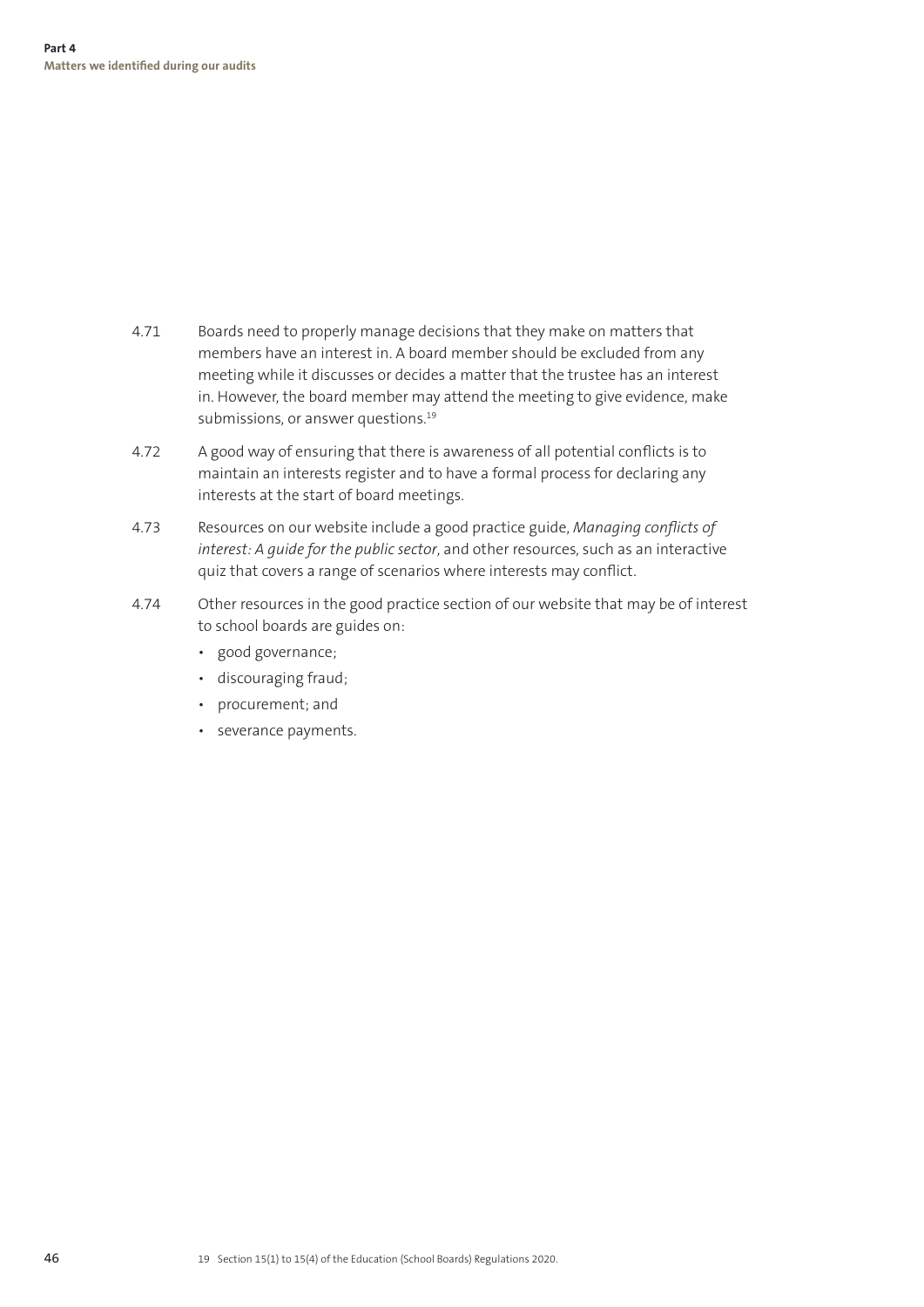4.71 Boards need to properly manage decisions that they make on matters that members have an interest in. A board member should be excluded from any meeting while it discusses or decides a matter that the trustee has an interest in. However, the board member may attend the meeting to give evidence, make submissions, or answer questions.[19]

4.72 A good way of ensuring that there is awareness of all potential conflicts is to maintain an interests register and to have a formal process for declaring any interests at the start of board meetings.

4.73 Resources on our website include a good practice guide, *Managing conflicts of interest: A guide for the public sector*, and other resources, such as an interactive quiz that covers a range of scenarios where interests may conflict.

4.74 Other resources in the good practice section of our website that may be of interest to school boards are guides on:

- good governance;
- discouraging fraud;
- procurement; and
- severance payments.

19 Section 15(1) to 15(4) of the Education (School Boards) Regulations 2020.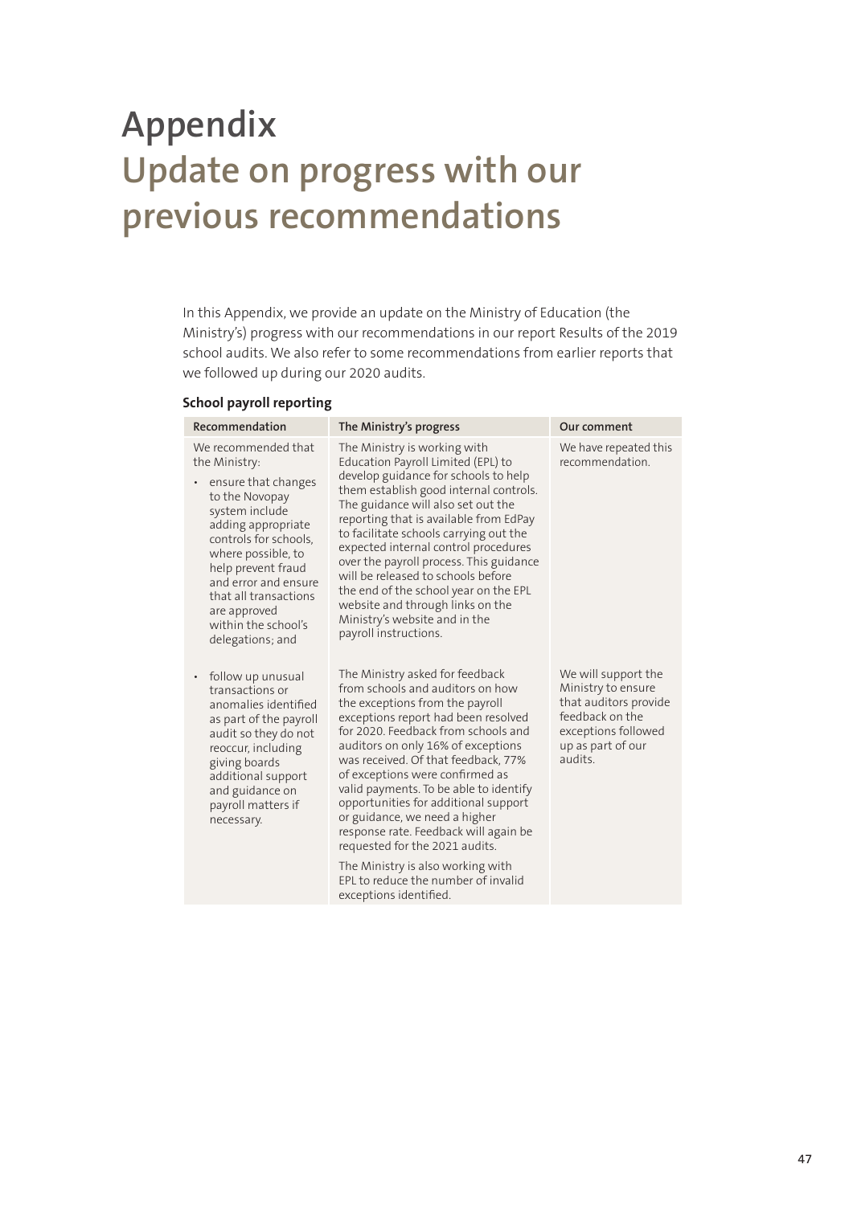# Appendix

# Update on progress with our previous recommendations

In this Appendix, we provide an update on the Ministry of Education (the Ministry's) progress with our recommendations in our report Results of the 2019 school audits. We also refer to some recommendations from earlier reports that we followed up during our 2020 audits.

**School payroll reporting**

| Recommendation | The Ministry's progress | Our comment |
|---|---|---|
| We recommended that the Ministry:<br>• ensure that changes to the Novopay system include adding appropriate controls for schools, where possible, to help prevent fraud and error and ensure that all transactions are approved within the school's delegations; and | The Ministry is working with Education Payroll Limited (EPL) to develop guidance for schools to help them establish good internal controls. The guidance will also set out the reporting that is available from EdPay to facilitate schools carrying out the expected internal control procedures over the payroll process. This guidance will be released to schools before the end of the school year on the EPL website and through links on the Ministry's website and in the payroll instructions. | We have repeated this recommendation. |
| • follow up unusual transactions or anomalies identified as part of the payroll audit so they do not reoccur, including giving boards additional support and guidance on payroll matters if necessary. | The Ministry asked for feedback from schools and auditors on how the exceptions from the payroll exceptions report had been resolved for 2020. Feedback from schools and auditors on only 16% of exceptions was received. Of that feedback, 77% of exceptions were confirmed as valid payments. To be able to identify opportunities for additional support or guidance, we need a higher response rate. Feedback will again be requested for the 2021 audits.<br><br>The Ministry is also working with EPL to reduce the number of invalid exceptions identified. | We will support the Ministry to ensure that auditors provide feedback on the exceptions followed up as part of our audits. |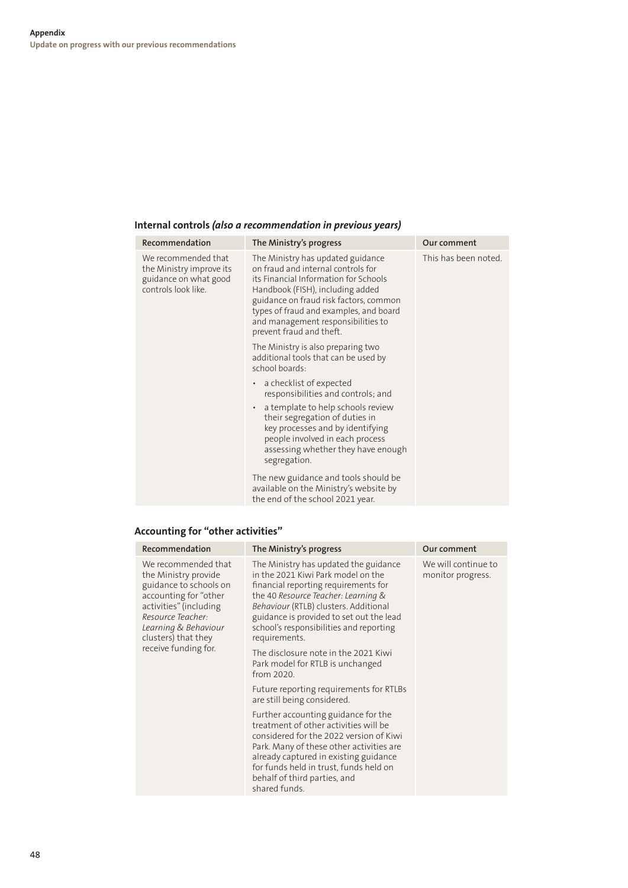## Internal controls *(also a recommendation in previous years)*

| Recommendation | The Ministry's progress | Our comment |
|---|---|---|
| We recommended that the Ministry improve its guidance on what good controls look like. | The Ministry has updated guidance on fraud and internal controls for its Financial Information for Schools Handbook (FISH), including added guidance on fraud risk factors, common types of fraud and examples, and board and management responsibilities to prevent fraud and theft.<br><br>The Ministry is also preparing two additional tools that can be used by school boards:<br>• a checklist of expected responsibilities and controls; and<br>• a template to help schools review their segregation of duties in key processes and by identifying people involved in each process assessing whether they have enough segregation.<br><br>The new guidance and tools should be available on the Ministry's website by the end of the school 2021 year. | This has been noted. |

## Accounting for "other activities"

| Recommendation | The Ministry's progress | Our comment |
|---|---|---|
| We recommended that the Ministry provide guidance to schools on accounting for "other activities" (including *Resource Teacher: Learning & Behaviour* clusters) that they receive funding for. | The Ministry has updated the guidance in the 2021 Kiwi Park model on the financial reporting requirements for the 40 *Resource Teacher: Learning & Behaviour* (RTLB) clusters. Additional guidance is provided to set out the lead school's responsibilities and reporting requirements.<br><br>The disclosure note in the 2021 Kiwi Park model for RTLB is unchanged from 2020.<br><br>Future reporting requirements for RTLBs are still being considered.<br><br>Further accounting guidance for the treatment of other activities will be considered for the 2022 version of Kiwi Park. Many of these other activities are already captured in existing guidance for funds held in trust, funds held on behalf of third parties, and shared funds. | We will continue to monitor progress. |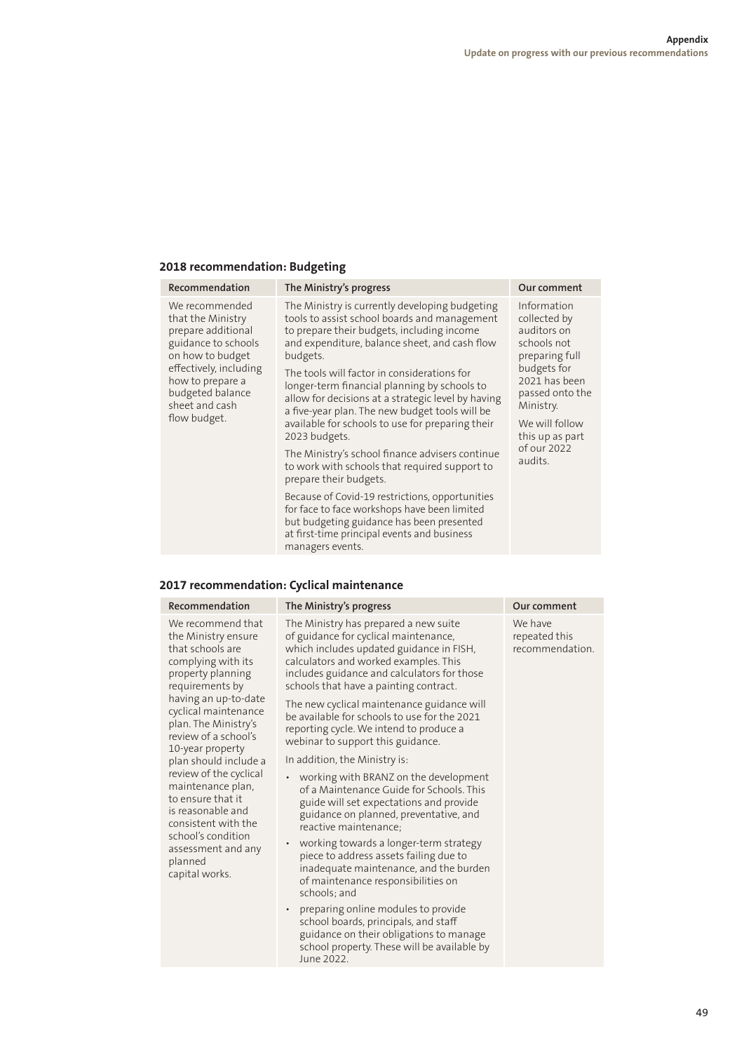## 2018 recommendation: Budgeting

| Recommendation | The Ministry's progress | Our comment |
|---|---|---|
| We recommended that the Ministry prepare additional guidance to schools on how to budget effectively, including how to prepare a budgeted balance sheet and cash flow budget. | The Ministry is currently developing budgeting tools to assist school boards and management to prepare their budgets, including income and expenditure, balance sheet, and cash flow budgets.<br><br>The tools will factor in considerations for longer-term financial planning by schools to allow for decisions at a strategic level by having a five-year plan. The new budget tools will be available for schools to use for preparing their 2023 budgets.<br><br>The Ministry's school finance advisers continue to work with schools that required support to prepare their budgets.<br><br>Because of Covid-19 restrictions, opportunities for face to face workshops have been limited but budgeting guidance has been presented at first-time principal events and business managers events. | Information collected by auditors on schools not preparing full budgets for 2021 has been passed onto the Ministry.<br><br>We will follow this up as part of our 2022 audits. |

## 2017 recommendation: Cyclical maintenance

| Recommendation | The Ministry's progress | Our comment |
|---|---|---|
| We recommend that the Ministry ensure that schools are complying with its property planning requirements by having an up-to-date cyclical maintenance plan. The Ministry's review of a school's 10-year property plan should include a review of the cyclical maintenance plan, to ensure that it is reasonable and consistent with the school's condition assessment and any planned capital works. | The Ministry has prepared a new suite of guidance for cyclical maintenance, which includes updated guidance in FISH, calculators and worked examples. This includes guidance and calculators for those schools that have a painting contract.<br><br>The new cyclical maintenance guidance will be available for schools to use for the 2021 reporting cycle. We intend to produce a webinar to support this guidance.<br><br>In addition, the Ministry is:<br><br>• working with BRANZ on the development of a Maintenance Guide for Schools. This guide will set expectations and provide guidance on planned, preventative, and reactive maintenance;<br><br>• working towards a longer-term strategy piece to address assets failing due to inadequate maintenance, and the burden of maintenance responsibilities on schools; and<br><br>• preparing online modules to provide school boards, principals, and staff guidance on their obligations to manage school property. These will be available by June 2022. | We have repeated this recommendation. |